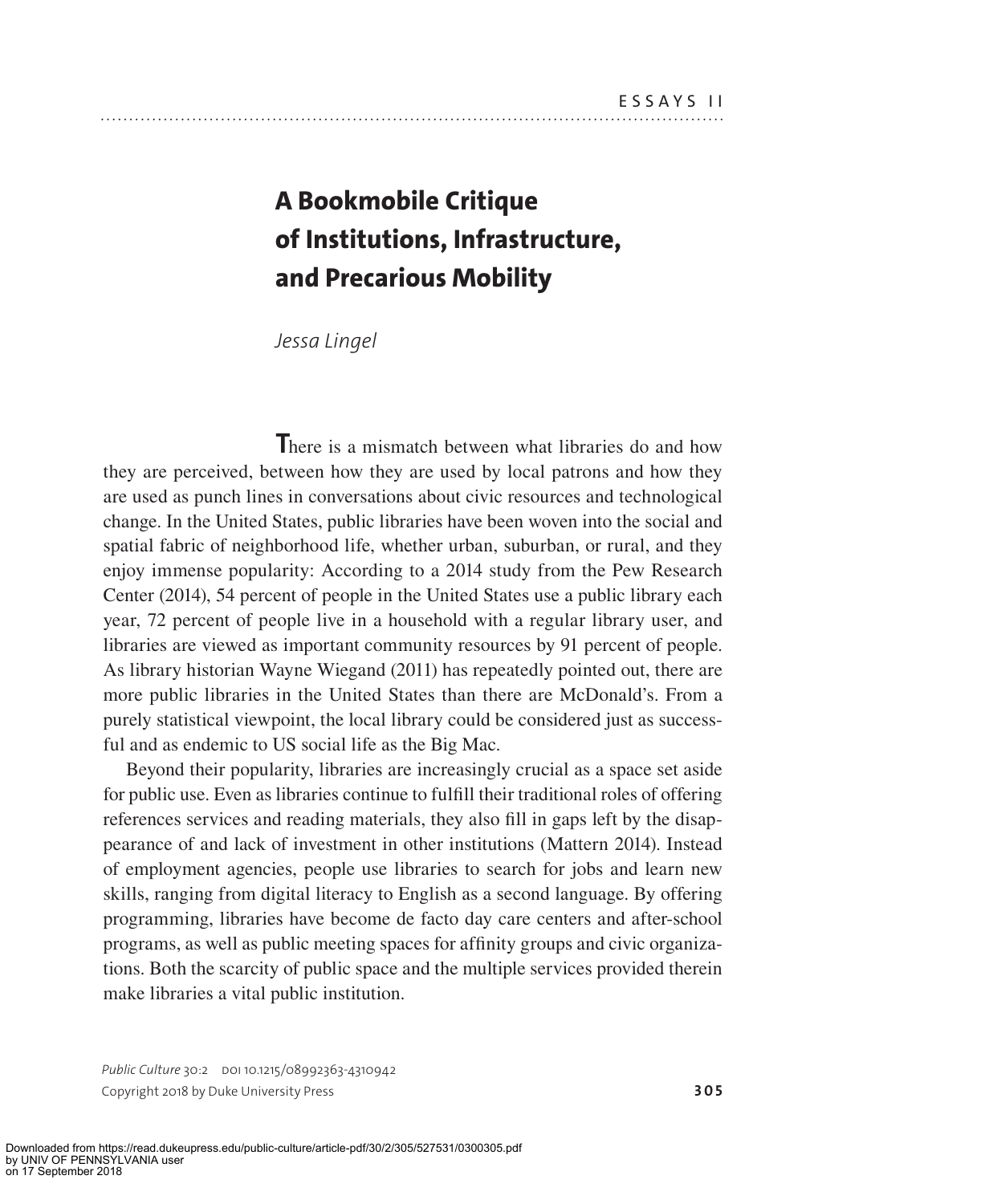# A Bookmobile Critique of Institutions, Infrastructure, and Precarious Mobility

*Jessa Lingel*

There is a mismatch between what libraries do and how they are perceived, between how they are used by local patrons and how they are used as punch lines in conversations about civic resources and technological change. In the United States, public libraries have been woven into the social and spatial fabric of neighborhood life, whether urban, suburban, or rural, and they enjoy immense popularity: According to a 2014 study from the Pew Research Center (2014), 54 percent of people in the United States use a public library each year, 72 percent of people live in a household with a regular library user, and libraries are viewed as important community resources by 91 percent of people. As library historian Wayne Wiegand (2011) has repeatedly pointed out, there are more public libraries in the United States than there are McDonald's. From a purely statistical viewpoint, the local library could be considered just as successful and as endemic to US social life as the Big Mac.

Beyond their popularity, libraries are increasingly crucial as a space set aside for public use. Even as libraries continue to fulfill their traditional roles of offering references services and reading materials, they also fill in gaps left by the disappearance of and lack of investment in other institutions (Mattern 2014). Instead of employment agencies, people use libraries to search for jobs and learn new skills, ranging from digital literacy to English as a second language. By offering programming, libraries have become de facto day care centers and after-school programs, as well as public meeting spaces for affinity groups and civic organizations. Both the scarcity of public space and the multiple services provided therein make libraries a vital public institution.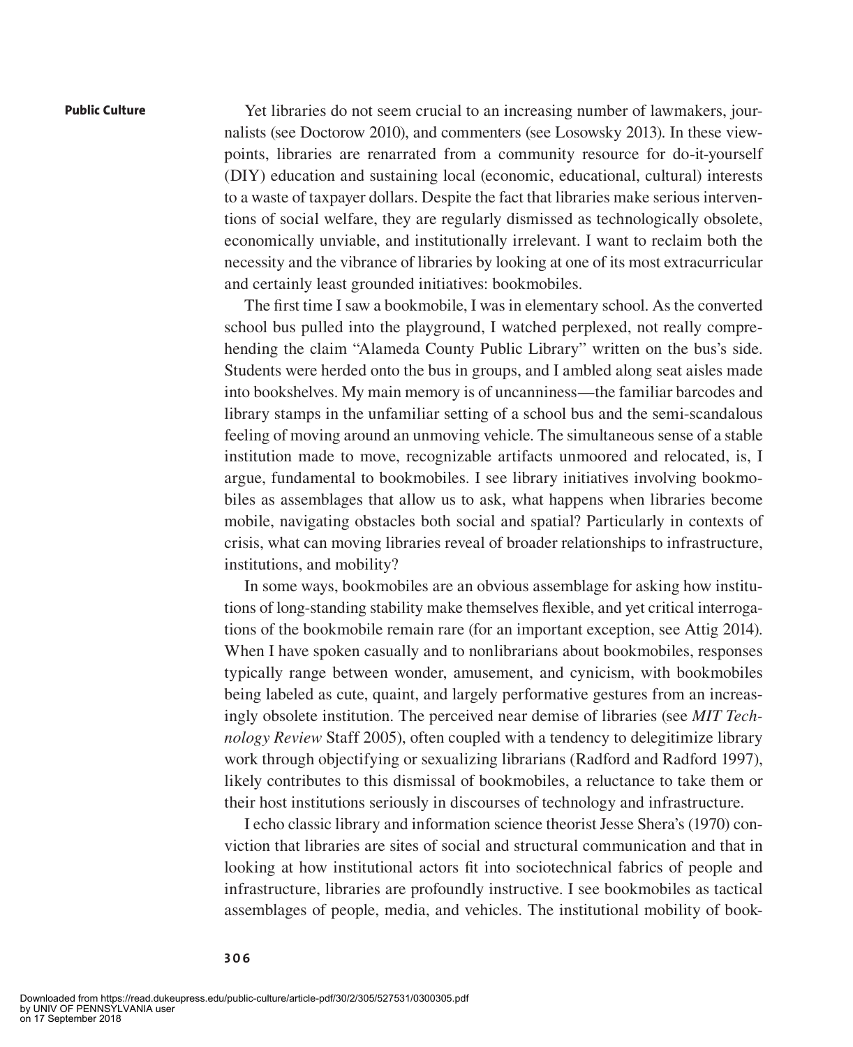Yet libraries do not seem crucial to an increasing number of lawmakers, journalists (see Doctorow 2010), and commenters (see Losowsky 2013). In these viewpoints, libraries are renarrated from a community resource for do-it-yourself (DIY) education and sustaining local (economic, educational, cultural) interests to a waste of taxpayer dollars. Despite the fact that libraries make serious interventions of social welfare, they are regularly dismissed as technologically obsolete, economically unviable, and institutionally irrelevant. I want to reclaim both the necessity and the vibrance of libraries by looking at one of its most extracurricular and certainly least grounded initiatives: bookmobiles.

The first time I saw a bookmobile, I was in elementary school. As the converted school bus pulled into the playground, I watched perplexed, not really comprehending the claim "Alameda County Public Library" written on the bus's side. Students were herded onto the bus in groups, and I ambled along seat aisles made into bookshelves. My main memory is of uncanniness—the familiar barcodes and library stamps in the unfamiliar setting of a school bus and the semi-scandalous feeling of moving around an unmoving vehicle. The simultaneous sense of a stable institution made to move, recognizable artifacts unmoored and relocated, is, I argue, fundamental to bookmobiles. I see library initiatives involving bookmobiles as assemblages that allow us to ask, what happens when libraries become mobile, navigating obstacles both social and spatial? Particularly in contexts of crisis, what can moving libraries reveal of broader relationships to infrastructure, institutions, and mobility?

In some ways, bookmobiles are an obvious assemblage for asking how institutions of long-standing stability make themselves flexible, and yet critical interrogations of the bookmobile remain rare (for an important exception, see Attig 2014). When I have spoken casually and to nonlibrarians about bookmobiles, responses typically range between wonder, amusement, and cynicism, with bookmobiles being labeled as cute, quaint, and largely performative gestures from an increasingly obsolete institution. The perceived near demise of libraries (see *MIT Technology Review* Staff 2005), often coupled with a tendency to delegitimize library work through objectifying or sexualizing librarians (Radford and Radford 1997), likely contributes to this dismissal of bookmobiles, a reluctance to take them or their host institutions seriously in discourses of technology and infrastructure.

I echo classic library and information science theorist Jesse Shera's (1970) conviction that libraries are sites of social and structural communication and that in looking at how institutional actors fit into sociotechnical fabrics of people and infrastructure, libraries are profoundly instructive. I see bookmobiles as tactical assemblages of people, media, and vehicles. The institutional mobility of book-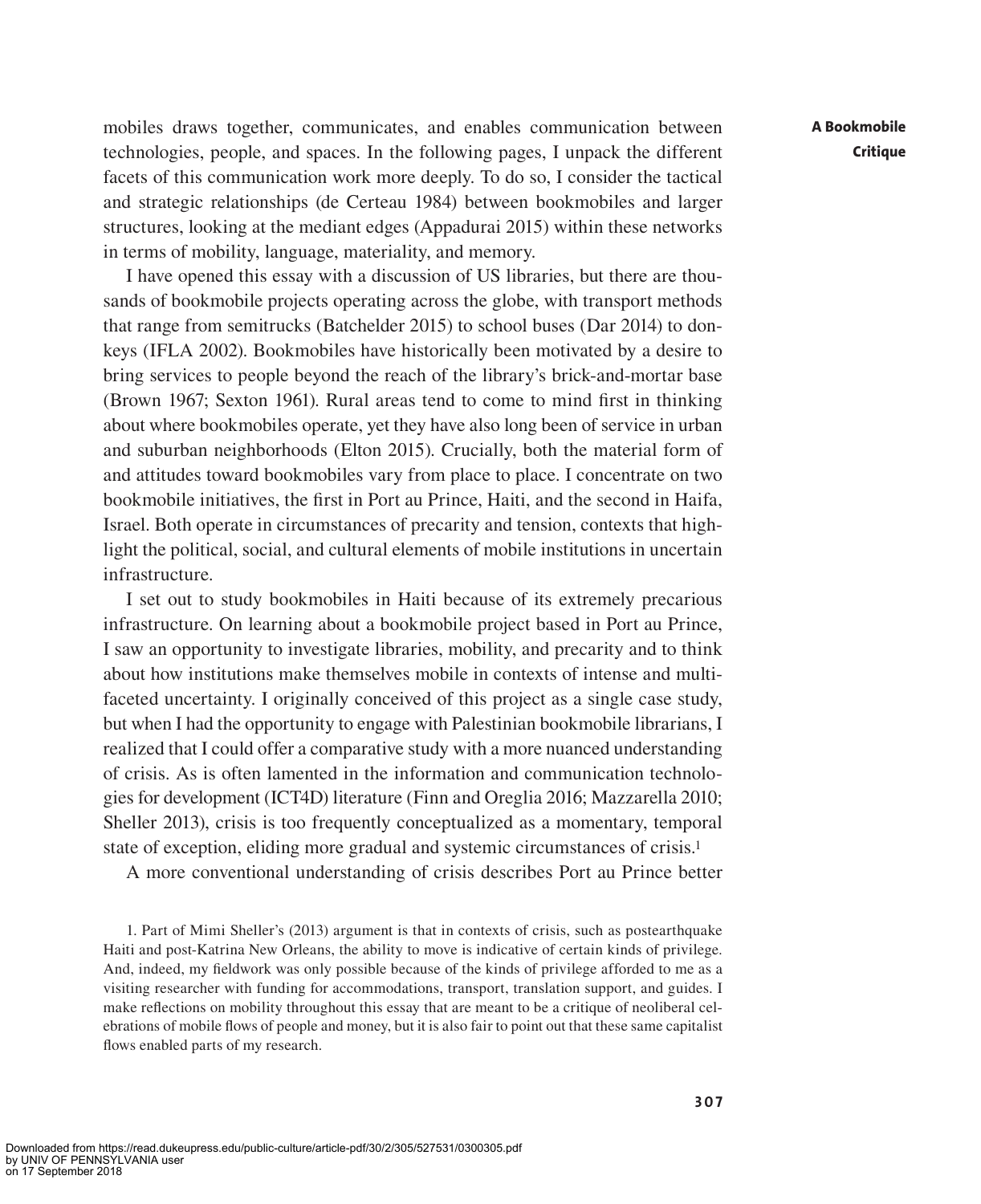mobiles draws together, communicates, and enables communication between technologies, people, and spaces. In the following pages, I unpack the different facets of this communication work more deeply. To do so, I consider the tactical and strategic relationships (de Certeau 1984) between bookmobiles and larger structures, looking at the mediant edges (Appadurai 2015) within these networks in terms of mobility, language, materiality, and memory.

I have opened this essay with a discussion of US libraries, but there are thousands of bookmobile projects operating across the globe, with transport methods that range from semitrucks (Batchelder 2015) to school buses (Dar 2014) to donkeys (IFLA 2002). Bookmobiles have historically been motivated by a desire to bring services to people beyond the reach of the library's brick-and-mortar base (Brown 1967; Sexton 1961). Rural areas tend to come to mind first in thinking about where bookmobiles operate, yet they have also long been of service in urban and suburban neighborhoods (Elton 2015). Crucially, both the material form of and attitudes toward bookmobiles vary from place to place. I concentrate on two bookmobile initiatives, the first in Port au Prince, Haiti, and the second in Haifa, Israel. Both operate in circumstances of precarity and tension, contexts that highlight the political, social, and cultural elements of mobile institutions in uncertain infrastructure.

I set out to study bookmobiles in Haiti because of its extremely precarious infrastructure. On learning about a bookmobile project based in Port au Prince, I saw an opportunity to investigate libraries, mobility, and precarity and to think about how institutions make themselves mobile in contexts of intense and multifaceted uncertainty. I originally conceived of this project as a single case study, but when I had the opportunity to engage with Palestinian bookmobile librarians, I realized that I could offer a comparative study with a more nuanced understanding of crisis. As is often lamented in the information and communication technologies for development (ICT4D) literature (Finn and Oreglia 2016; Mazzarella 2010; Sheller 2013), crisis is too frequently conceptualized as a momentary, temporal state of exception, eliding more gradual and systemic circumstances of crisis.[1]

A more conventional understanding of crisis describes Port au Prince better

1. Part of Mimi Sheller's (2013) argument is that in contexts of crisis, such as postearthquake Haiti and post-Katrina New Orleans, the ability to move is indicative of certain kinds of privilege. And, indeed, my fieldwork was only possible because of the kinds of privilege afforded to me as a visiting researcher with funding for accommodations, transport, translation support, and guides. I make reflections on mobility throughout this essay that are meant to be a critique of neoliberal celebrations of mobile flows of people and money, but it is also fair to point out that these same capitalist flows enabled parts of my research.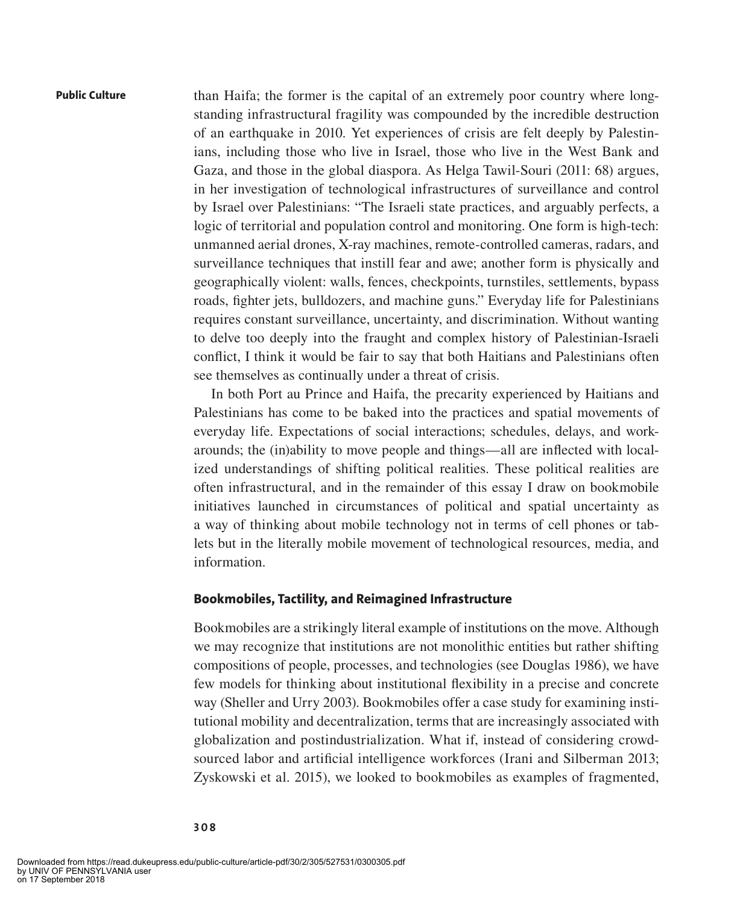than Haifa; the former is the capital of an extremely poor country where long-standing infrastructural fragility was compounded by the incredible destruction of an earthquake in 2010. Yet experiences of crisis are felt deeply by Palestinians, including those who live in Israel, those who live in the West Bank and Gaza, and those in the global diaspora. As Helga Tawil-Souri (2011: 68) argues, in her investigation of technological infrastructures of surveillance and control by Israel over Palestinians: "The Israeli state practices, and arguably perfects, a logic of territorial and population control and monitoring. One form is high-tech: unmanned aerial drones, X-ray machines, remote-controlled cameras, radars, and surveillance techniques that instill fear and awe; another form is physically and geographically violent: walls, fences, checkpoints, turnstiles, settlements, bypass roads, fighter jets, bulldozers, and machine guns." Everyday life for Palestinians requires constant surveillance, uncertainty, and discrimination. Without wanting to delve too deeply into the fraught and complex history of Palestinian-Israeli conflict, I think it would be fair to say that both Haitians and Palestinians often see themselves as continually under a threat of crisis.

In both Port au Prince and Haifa, the precarity experienced by Haitians and Palestinians has come to be baked into the practices and spatial movements of everyday life. Expectations of social interactions; schedules, delays, and workarounds; the (in)ability to move people and things—all are inflected with localized understandings of shifting political realities. These political realities are often infrastructural, and in the remainder of this essay I draw on bookmobile initiatives launched in circumstances of political and spatial uncertainty as a way of thinking about mobile technology not in terms of cell phones or tablets but in the literally mobile movement of technological resources, media, and information.

## Bookmobiles, Tactility, and Reimagined Infrastructure

Bookmobiles are a strikingly literal example of institutions on the move. Although we may recognize that institutions are not monolithic entities but rather shifting compositions of people, processes, and technologies (see Douglas 1986), we have few models for thinking about institutional flexibility in a precise and concrete way (Sheller and Urry 2003). Bookmobiles offer a case study for examining institutional mobility and decentralization, terms that are increasingly associated with globalization and postindustrialization. What if, instead of considering crowdsourced labor and artificial intelligence workforces (Irani and Silberman 2013; Zyskowski et al. 2015), we looked to bookmobiles as examples of fragmented,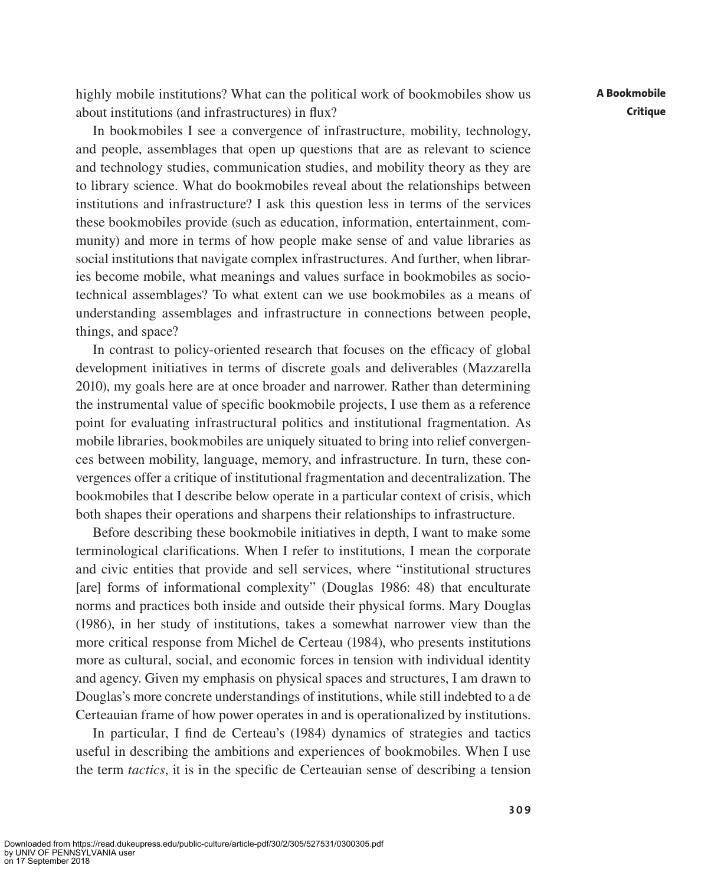highly mobile institutions? What can the political work of bookmobiles show us about institutions (and infrastructures) in flux?

In bookmobiles I see a convergence of infrastructure, mobility, technology, and people, assemblages that open up questions that are as relevant to science and technology studies, communication studies, and mobility theory as they are to library science. What do bookmobiles reveal about the relationships between institutions and infrastructure? I ask this question less in terms of the services these bookmobiles provide (such as education, information, entertainment, community) and more in terms of how people make sense of and value libraries as social institutions that navigate complex infrastructures. And further, when libraries become mobile, what meanings and values surface in bookmobiles as sociotechnical assemblages? To what extent can we use bookmobiles as a means of understanding assemblages and infrastructure in connections between people, things, and space?

In contrast to policy-oriented research that focuses on the efficacy of global development initiatives in terms of discrete goals and deliverables (Mazzarella 2010), my goals here are at once broader and narrower. Rather than determining the instrumental value of specific bookmobile projects, I use them as a reference point for evaluating infrastructural politics and institutional fragmentation. As mobile libraries, bookmobiles are uniquely situated to bring into relief convergences between mobility, language, memory, and infrastructure. In turn, these convergences offer a critique of institutional fragmentation and decentralization. The bookmobiles that I describe below operate in a particular context of crisis, which both shapes their operations and sharpens their relationships to infrastructure.

Before describing these bookmobile initiatives in depth, I want to make some terminological clarifications. When I refer to institutions, I mean the corporate and civic entities that provide and sell services, where "institutional structures [are] forms of informational complexity" (Douglas 1986: 48) that enculturate norms and practices both inside and outside their physical forms. Mary Douglas (1986), in her study of institutions, takes a somewhat narrower view than the more critical response from Michel de Certeau (1984), who presents institutions more as cultural, social, and economic forces in tension with individual identity and agency. Given my emphasis on physical spaces and structures, I am drawn to Douglas's more concrete understandings of institutions, while still indebted to a de Certeauian frame of how power operates in and is operationalized by institutions.

In particular, I find de Certeau's (1984) dynamics of strategies and tactics useful in describing the ambitions and experiences of bookmobiles. When I use the term *tactics*, it is in the specific de Certeauian sense of describing a tension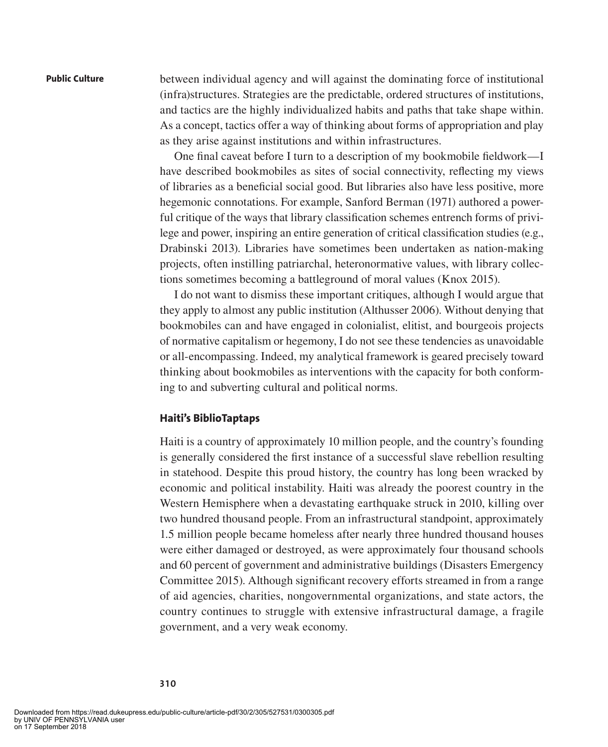between individual agency and will against the dominating force of institutional (infra)structures. Strategies are the predictable, ordered structures of institutions, and tactics are the highly individualized habits and paths that take shape within. As a concept, tactics offer a way of thinking about forms of appropriation and play as they arise against institutions and within infrastructures.

One final caveat before I turn to a description of my bookmobile fieldwork—I have described bookmobiles as sites of social connectivity, reflecting my views of libraries as a beneficial social good. But libraries also have less positive, more hegemonic connotations. For example, Sanford Berman (1971) authored a powerful critique of the ways that library classification schemes entrench forms of privilege and power, inspiring an entire generation of critical classification studies (e.g., Drabinski 2013). Libraries have sometimes been undertaken as nation-making projects, often instilling patriarchal, heteronormative values, with library collections sometimes becoming a battleground of moral values (Knox 2015).

I do not want to dismiss these important critiques, although I would argue that they apply to almost any public institution (Althusser 2006). Without denying that bookmobiles can and have engaged in colonialist, elitist, and bourgeois projects of normative capitalism or hegemony, I do not see these tendencies as unavoidable or all-encompassing. Indeed, my analytical framework is geared precisely toward thinking about bookmobiles as interventions with the capacity for both conforming to and subverting cultural and political norms.

## Haiti's BiblioTaptaps

Haiti is a country of approximately 10 million people, and the country's founding is generally considered the first instance of a successful slave rebellion resulting in statehood. Despite this proud history, the country has long been wracked by economic and political instability. Haiti was already the poorest country in the Western Hemisphere when a devastating earthquake struck in 2010, killing over two hundred thousand people. From an infrastructural standpoint, approximately 1.5 million people became homeless after nearly three hundred thousand houses were either damaged or destroyed, as were approximately four thousand schools and 60 percent of government and administrative buildings (Disasters Emergency Committee 2015). Although significant recovery efforts streamed in from a range of aid agencies, charities, nongovernmental organizations, and state actors, the country continues to struggle with extensive infrastructural damage, a fragile government, and a very weak economy.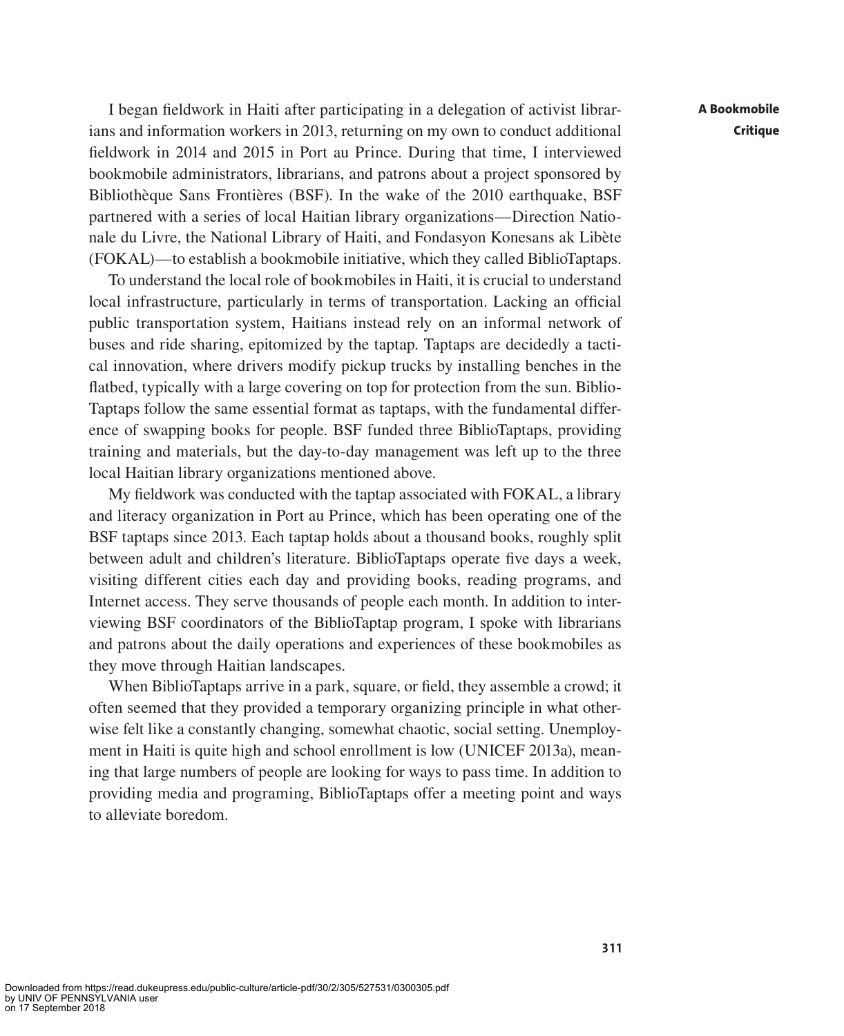I began fieldwork in Haiti after participating in a delegation of activist librarians and information workers in 2013, returning on my own to conduct additional fieldwork in 2014 and 2015 in Port au Prince. During that time, I interviewed bookmobile administrators, librarians, and patrons about a project sponsored by Bibliothèque Sans Frontières (BSF). In the wake of the 2010 earthquake, BSF partnered with a series of local Haitian library organizations—Direction Nationale du Livre, the National Library of Haiti, and Fondasyon Konesans ak Libète (FOKAL)—to establish a bookmobile initiative, which they called BiblioTaptaps.

To understand the local role of bookmobiles in Haiti, it is crucial to understand local infrastructure, particularly in terms of transportation. Lacking an official public transportation system, Haitians instead rely on an informal network of buses and ride sharing, epitomized by the taptap. Taptaps are decidedly a tactical innovation, where drivers modify pickup trucks by installing benches in the flatbed, typically with a large covering on top for protection from the sun. BiblioTaptaps follow the same essential format as taptaps, with the fundamental difference of swapping books for people. BSF funded three BiblioTaptaps, providing training and materials, but the day-to-day management was left up to the three local Haitian library organizations mentioned above.

My fieldwork was conducted with the taptap associated with FOKAL, a library and literacy organization in Port au Prince, which has been operating one of the BSF taptaps since 2013. Each taptap holds about a thousand books, roughly split between adult and children's literature. BiblioTaptaps operate five days a week, visiting different cities each day and providing books, reading programs, and Internet access. They serve thousands of people each month. In addition to interviewing BSF coordinators of the BiblioTaptap program, I spoke with librarians and patrons about the daily operations and experiences of these bookmobiles as they move through Haitian landscapes.

When BiblioTaptaps arrive in a park, square, or field, they assemble a crowd; it often seemed that they provided a temporary organizing principle in what otherwise felt like a constantly changing, somewhat chaotic, social setting. Unemployment in Haiti is quite high and school enrollment is low (UNICEF 2013a), meaning that large numbers of people are looking for ways to pass time. In addition to providing media and programing, BiblioTaptaps offer a meeting point and ways to alleviate boredom.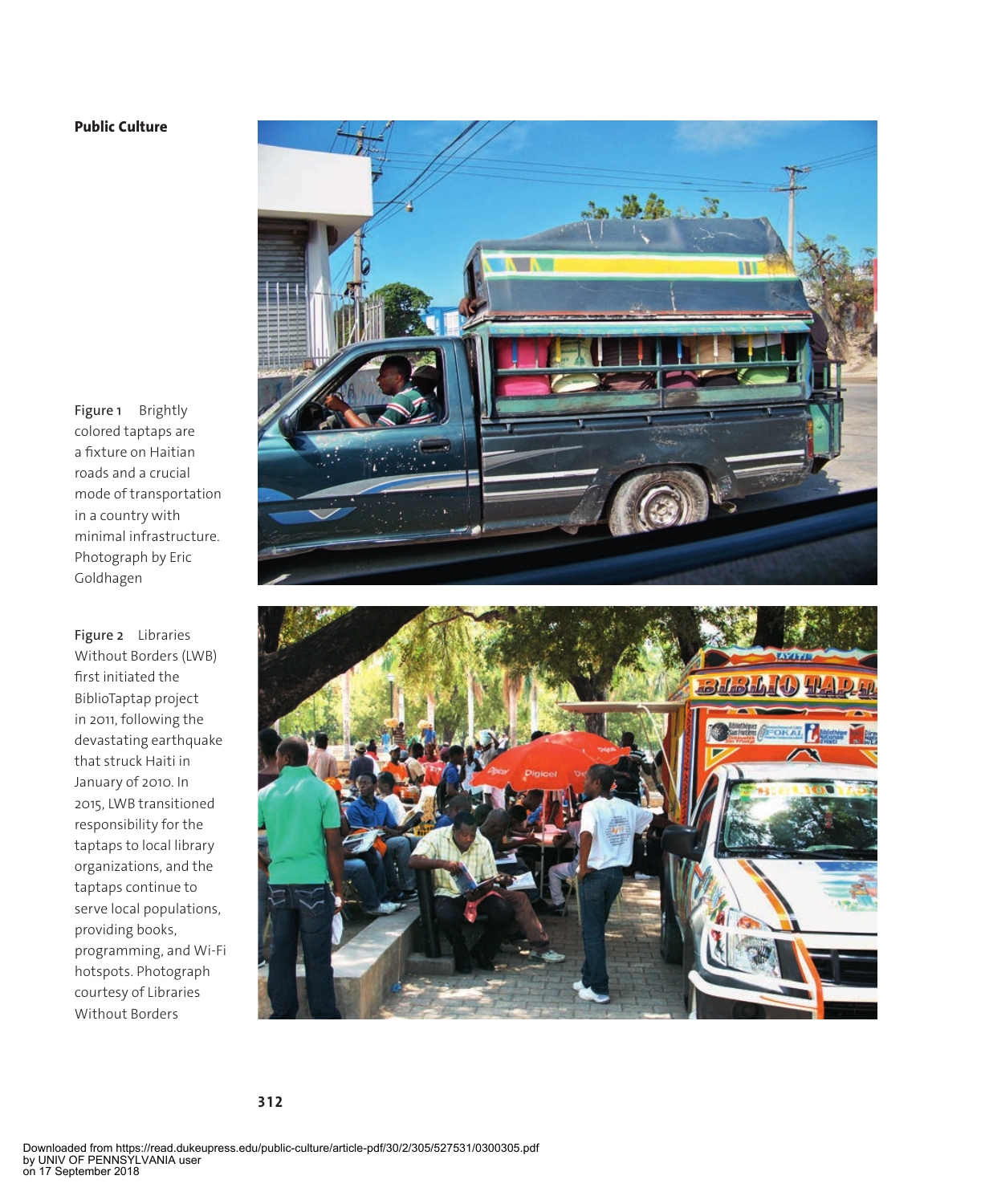Figure 1 Brightly colored taptaps are a fixture on Haitian roads and a crucial mode of transportation in a country with minimal infrastructure. Photograph by Eric Goldhagen

Figure 2 Libraries Without Borders (LWB) first initiated the BiblioTaptap project in 2011, following the devastating earthquake that struck Haiti in January of 2010. In 2015, LWB transitioned responsibility for the taptaps to local library organizations, and the taptaps continue to serve local populations, providing books, programming, and Wi-Fi hotspots. Photograph courtesy of Libraries Without Borders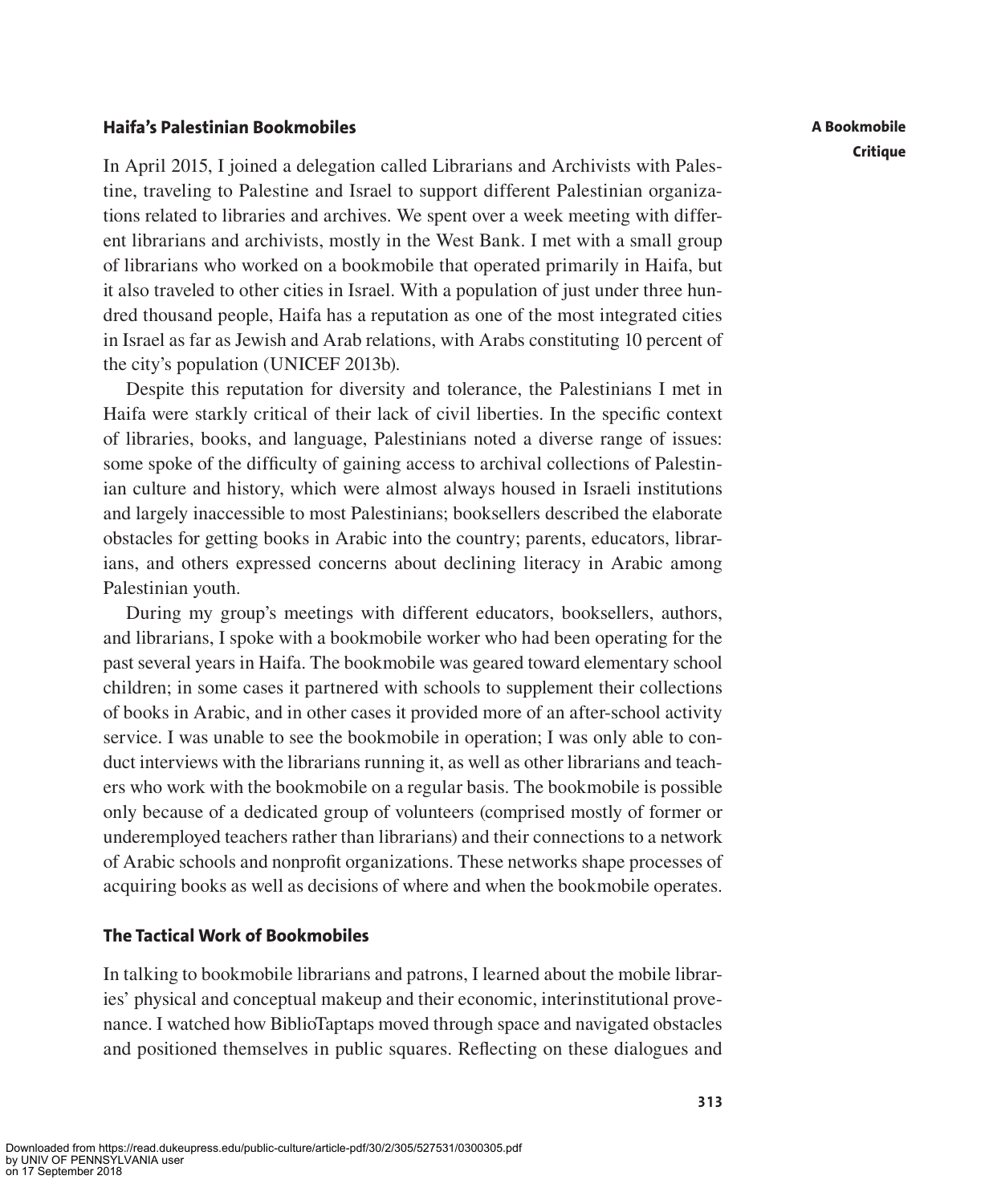## Haifa's Palestinian Bookmobiles

In April 2015, I joined a delegation called Librarians and Archivists with Palestine, traveling to Palestine and Israel to support different Palestinian organizations related to libraries and archives. We spent over a week meeting with different librarians and archivists, mostly in the West Bank. I met with a small group of librarians who worked on a bookmobile that operated primarily in Haifa, but it also traveled to other cities in Israel. With a population of just under three hundred thousand people, Haifa has a reputation as one of the most integrated cities in Israel as far as Jewish and Arab relations, with Arabs constituting 10 percent of the city's population (UNICEF 2013b).

Despite this reputation for diversity and tolerance, the Palestinians I met in Haifa were starkly critical of their lack of civil liberties. In the specific context of libraries, books, and language, Palestinians noted a diverse range of issues: some spoke of the difficulty of gaining access to archival collections of Palestinian culture and history, which were almost always housed in Israeli institutions and largely inaccessible to most Palestinians; booksellers described the elaborate obstacles for getting books in Arabic into the country; parents, educators, librarians, and others expressed concerns about declining literacy in Arabic among Palestinian youth.

During my group's meetings with different educators, booksellers, authors, and librarians, I spoke with a bookmobile worker who had been operating for the past several years in Haifa. The bookmobile was geared toward elementary school children; in some cases it partnered with schools to supplement their collections of books in Arabic, and in other cases it provided more of an after-school activity service. I was unable to see the bookmobile in operation; I was only able to conduct interviews with the librarians running it, as well as other librarians and teachers who work with the bookmobile on a regular basis. The bookmobile is possible only because of a dedicated group of volunteers (comprised mostly of former or underemployed teachers rather than librarians) and their connections to a network of Arabic schools and nonprofit organizations. These networks shape processes of acquiring books as well as decisions of where and when the bookmobile operates.

## The Tactical Work of Bookmobiles

In talking to bookmobile librarians and patrons, I learned about the mobile libraries' physical and conceptual makeup and their economic, interinstitutional provenance. I watched how BiblioTaptaps moved through space and navigated obstacles and positioned themselves in public squares. Reflecting on these dialogues and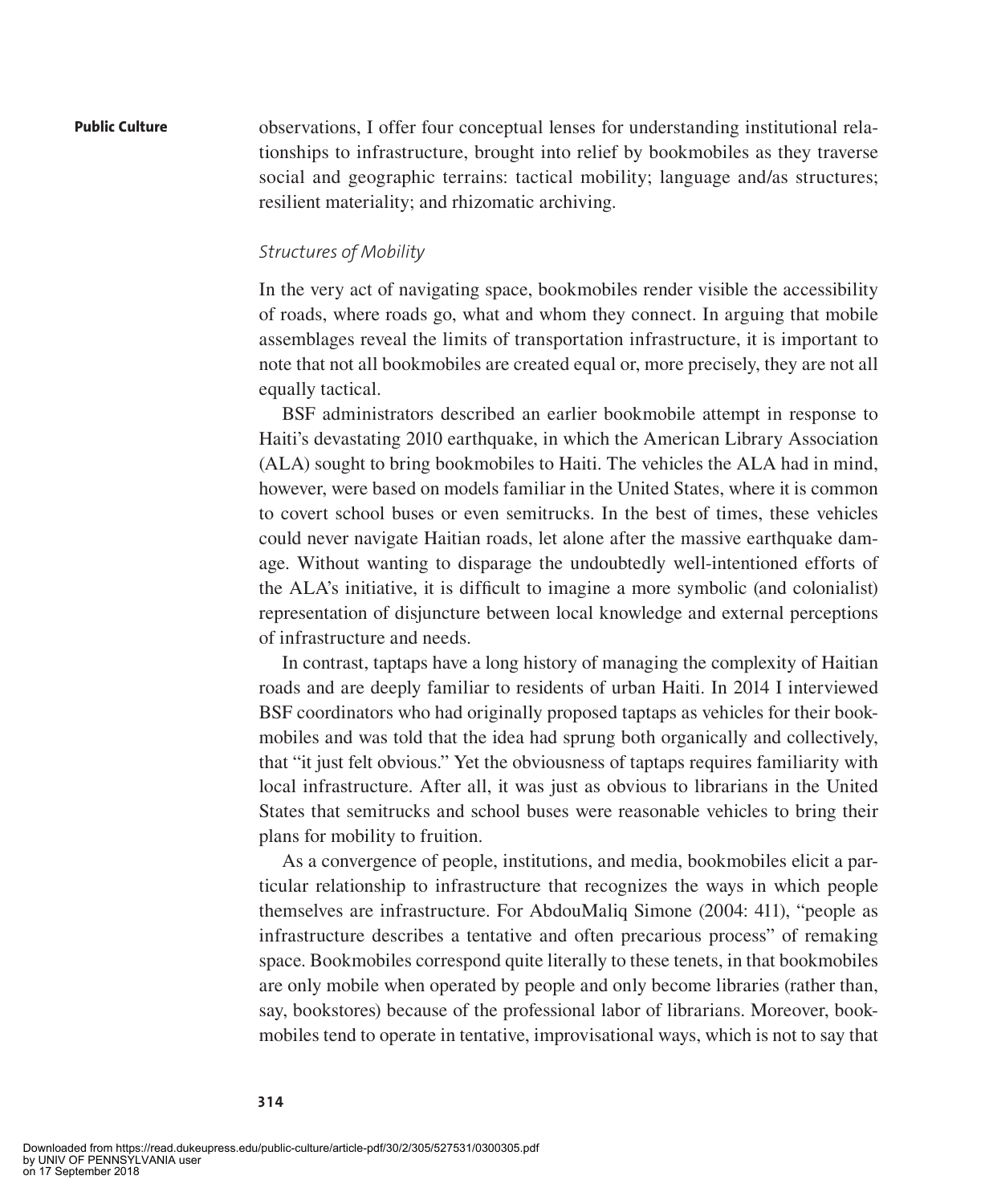observations, I offer four conceptual lenses for understanding institutional relationships to infrastructure, brought into relief by bookmobiles as they traverse social and geographic terrains: tactical mobility; language and/as structures; resilient materiality; and rhizomatic archiving.

### *Structures of Mobility*

In the very act of navigating space, bookmobiles render visible the accessibility of roads, where roads go, what and whom they connect. In arguing that mobile assemblages reveal the limits of transportation infrastructure, it is important to note that not all bookmobiles are created equal or, more precisely, they are not all equally tactical.

BSF administrators described an earlier bookmobile attempt in response to Haiti's devastating 2010 earthquake, in which the American Library Association (ALA) sought to bring bookmobiles to Haiti. The vehicles the ALA had in mind, however, were based on models familiar in the United States, where it is common to covert school buses or even semitrucks. In the best of times, these vehicles could never navigate Haitian roads, let alone after the massive earthquake damage. Without wanting to disparage the undoubtedly well-intentioned efforts of the ALA's initiative, it is difficult to imagine a more symbolic (and colonialist) representation of disjuncture between local knowledge and external perceptions of infrastructure and needs.

In contrast, taptaps have a long history of managing the complexity of Haitian roads and are deeply familiar to residents of urban Haiti. In 2014 I interviewed BSF coordinators who had originally proposed taptaps as vehicles for their bookmobiles and was told that the idea had sprung both organically and collectively, that "it just felt obvious." Yet the obviousness of taptaps requires familiarity with local infrastructure. After all, it was just as obvious to librarians in the United States that semitrucks and school buses were reasonable vehicles to bring their plans for mobility to fruition.

As a convergence of people, institutions, and media, bookmobiles elicit a particular relationship to infrastructure that recognizes the ways in which people themselves are infrastructure. For AbdouMaliq Simone (2004: 411), "people as infrastructure describes a tentative and often precarious process" of remaking space. Bookmobiles correspond quite literally to these tenets, in that bookmobiles are only mobile when operated by people and only become libraries (rather than, say, bookstores) because of the professional labor of librarians. Moreover, bookmobiles tend to operate in tentative, improvisational ways, which is not to say that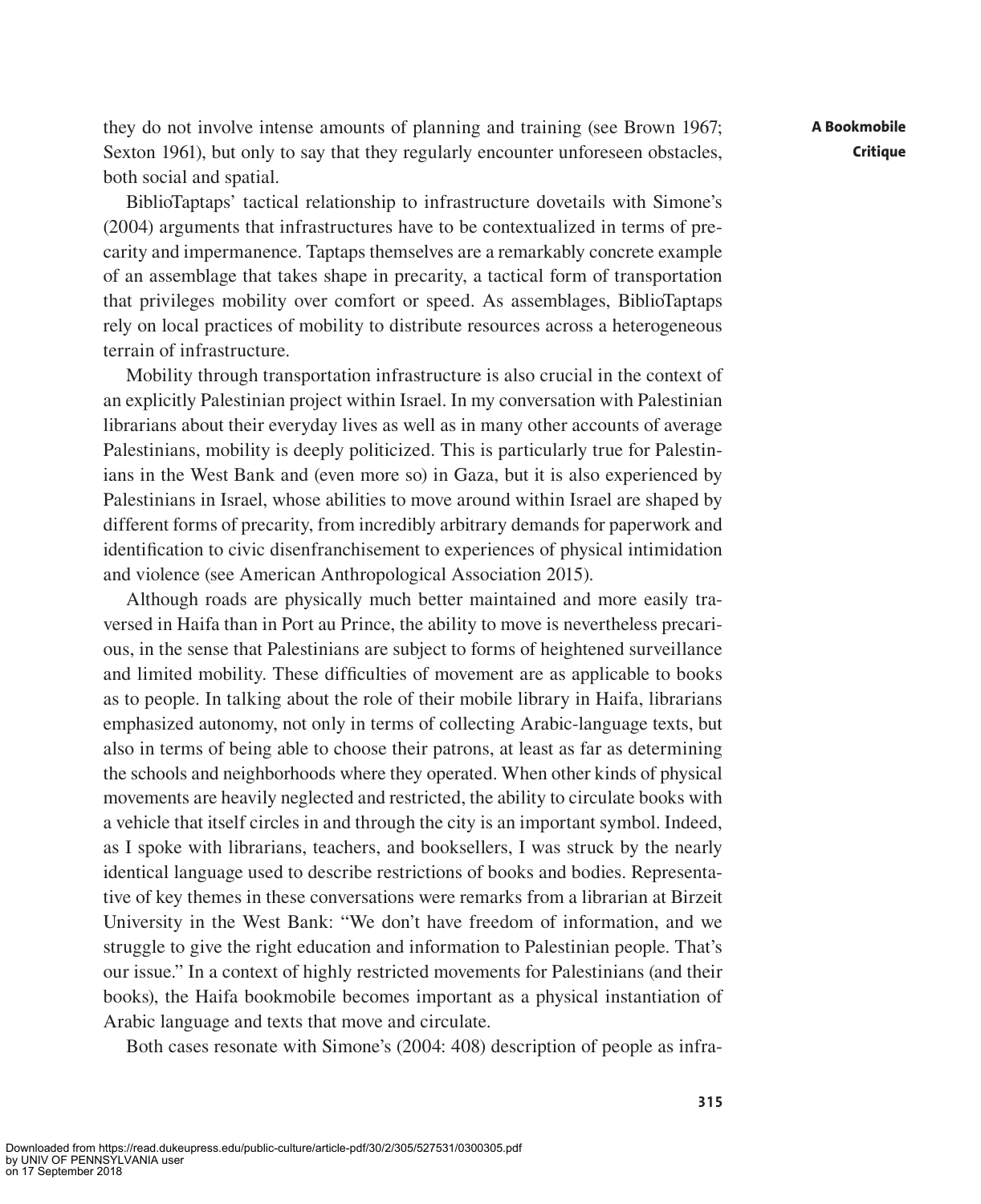they do not involve intense amounts of planning and training (see Brown 1967; Sexton 1961), but only to say that they regularly encounter unforeseen obstacles, both social and spatial.

BiblioTaptaps' tactical relationship to infrastructure dovetails with Simone's (2004) arguments that infrastructures have to be contextualized in terms of precarity and impermanence. Taptaps themselves are a remarkably concrete example of an assemblage that takes shape in precarity, a tactical form of transportation that privileges mobility over comfort or speed. As assemblages, BiblioTaptaps rely on local practices of mobility to distribute resources across a heterogeneous terrain of infrastructure.

Mobility through transportation infrastructure is also crucial in the context of an explicitly Palestinian project within Israel. In my conversation with Palestinian librarians about their everyday lives as well as in many other accounts of average Palestinians, mobility is deeply politicized. This is particularly true for Palestinians in the West Bank and (even more so) in Gaza, but it is also experienced by Palestinians in Israel, whose abilities to move around within Israel are shaped by different forms of precarity, from incredibly arbitrary demands for paperwork and identification to civic disenfranchisement to experiences of physical intimidation and violence (see American Anthropological Association 2015).

Although roads are physically much better maintained and more easily traversed in Haifa than in Port au Prince, the ability to move is nevertheless precarious, in the sense that Palestinians are subject to forms of heightened surveillance and limited mobility. These difficulties of movement are as applicable to books as to people. In talking about the role of their mobile library in Haifa, librarians emphasized autonomy, not only in terms of collecting Arabic-language texts, but also in terms of being able to choose their patrons, at least as far as determining the schools and neighborhoods where they operated. When other kinds of physical movements are heavily neglected and restricted, the ability to circulate books with a vehicle that itself circles in and through the city is an important symbol. Indeed, as I spoke with librarians, teachers, and booksellers, I was struck by the nearly identical language used to describe restrictions of books and bodies. Representative of key themes in these conversations were remarks from a librarian at Birzeit University in the West Bank: "We don't have freedom of information, and we struggle to give the right education and information to Palestinian people. That's our issue." In a context of highly restricted movements for Palestinians (and their books), the Haifa bookmobile becomes important as a physical instantiation of Arabic language and texts that move and circulate.

Both cases resonate with Simone's (2004: 408) description of people as infra-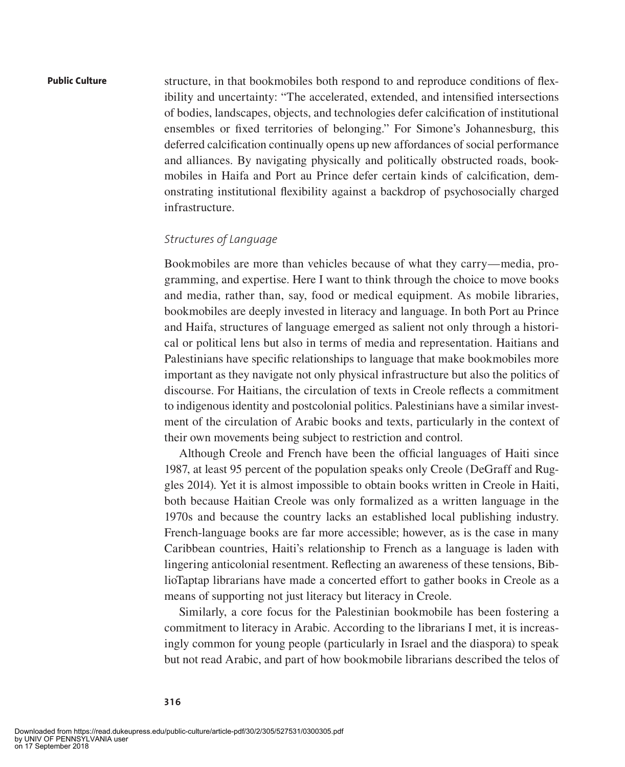structure, in that bookmobiles both respond to and reproduce conditions of flexibility and uncertainty: "The accelerated, extended, and intensified intersections of bodies, landscapes, objects, and technologies defer calcification of institutional ensembles or fixed territories of belonging." For Simone's Johannesburg, this deferred calcification continually opens up new affordances of social performance and alliances. By navigating physically and politically obstructed roads, bookmobiles in Haifa and Port au Prince defer certain kinds of calcification, demonstrating institutional flexibility against a backdrop of psychosocially charged infrastructure.

### *Structures of Language*

Bookmobiles are more than vehicles because of what they carry—media, programming, and expertise. Here I want to think through the choice to move books and media, rather than, say, food or medical equipment. As mobile libraries, bookmobiles are deeply invested in literacy and language. In both Port au Prince and Haifa, structures of language emerged as salient not only through a historical or political lens but also in terms of media and representation. Haitians and Palestinians have specific relationships to language that make bookmobiles more important as they navigate not only physical infrastructure but also the politics of discourse. For Haitians, the circulation of texts in Creole reflects a commitment to indigenous identity and postcolonial politics. Palestinians have a similar investment of the circulation of Arabic books and texts, particularly in the context of their own movements being subject to restriction and control.

Although Creole and French have been the official languages of Haiti since 1987, at least 95 percent of the population speaks only Creole (DeGraff and Ruggles 2014). Yet it is almost impossible to obtain books written in Creole in Haiti, both because Haitian Creole was only formalized as a written language in the 1970s and because the country lacks an established local publishing industry. French-language books are far more accessible; however, as is the case in many Caribbean countries, Haiti's relationship to French as a language is laden with lingering anticolonial resentment. Reflecting an awareness of these tensions, BiblioTaptap librarians have made a concerted effort to gather books in Creole as a means of supporting not just literacy but literacy in Creole.

Similarly, a core focus for the Palestinian bookmobile has been fostering a commitment to literacy in Arabic. According to the librarians I met, it is increasingly common for young people (particularly in Israel and the diaspora) to speak but not read Arabic, and part of how bookmobile librarians described the telos of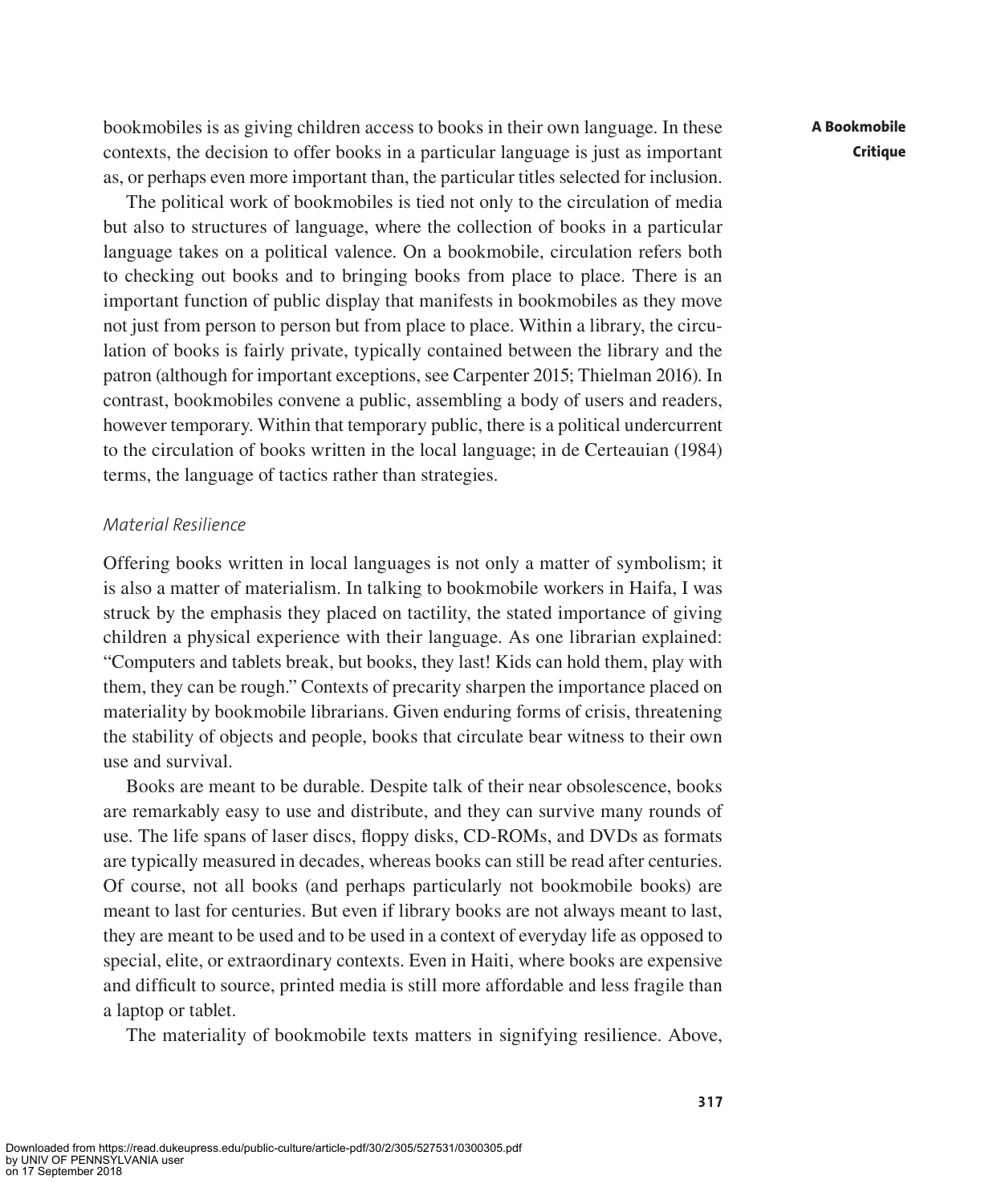bookmobiles is as giving children access to books in their own language. In these contexts, the decision to offer books in a particular language is just as important as, or perhaps even more important than, the particular titles selected for inclusion.

The political work of bookmobiles is tied not only to the circulation of media but also to structures of language, where the collection of books in a particular language takes on a political valence. On a bookmobile, circulation refers both to checking out books and to bringing books from place to place. There is an important function of public display that manifests in bookmobiles as they move not just from person to person but from place to place. Within a library, the circulation of books is fairly private, typically contained between the library and the patron (although for important exceptions, see Carpenter 2015; Thielman 2016). In contrast, bookmobiles convene a public, assembling a body of users and readers, however temporary. Within that temporary public, there is a political undercurrent to the circulation of books written in the local language; in de Certeauian (1984) terms, the language of tactics rather than strategies.

### *Material Resilience*

Offering books written in local languages is not only a matter of symbolism; it is also a matter of materialism. In talking to bookmobile workers in Haifa, I was struck by the emphasis they placed on tactility, the stated importance of giving children a physical experience with their language. As one librarian explained: "Computers and tablets break, but books, they last! Kids can hold them, play with them, they can be rough." Contexts of precarity sharpen the importance placed on materiality by bookmobile librarians. Given enduring forms of crisis, threatening the stability of objects and people, books that circulate bear witness to their own use and survival.

Books are meant to be durable. Despite talk of their near obsolescence, books are remarkably easy to use and distribute, and they can survive many rounds of use. The life spans of laser discs, floppy disks, CD-ROMs, and DVDs as formats are typically measured in decades, whereas books can still be read after centuries. Of course, not all books (and perhaps particularly not bookmobile books) are meant to last for centuries. But even if library books are not always meant to last, they are meant to be used and to be used in a context of everyday life as opposed to special, elite, or extraordinary contexts. Even in Haiti, where books are expensive and difficult to source, printed media is still more affordable and less fragile than a laptop or tablet.

The materiality of bookmobile texts matters in signifying resilience. Above,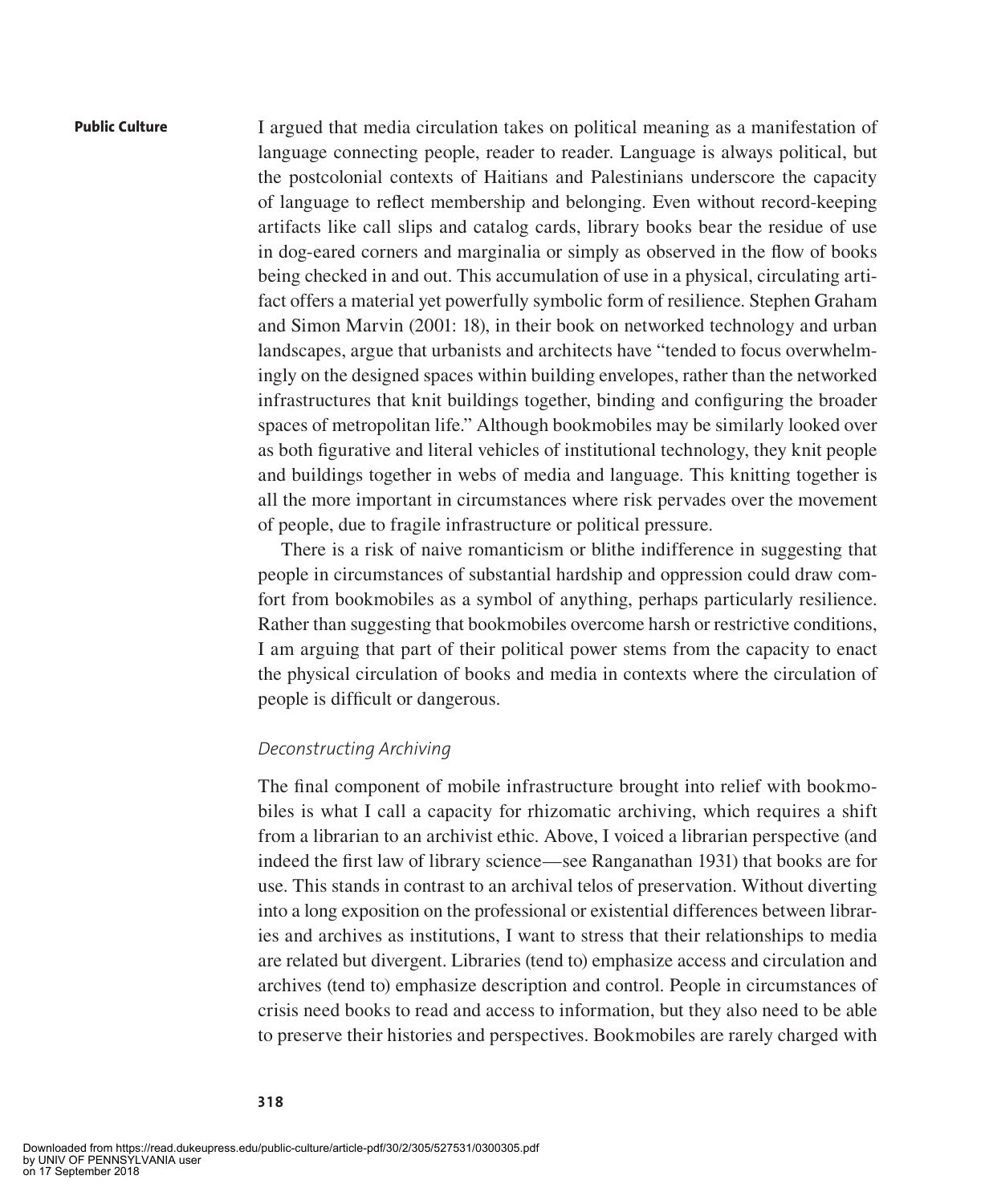I argued that media circulation takes on political meaning as a manifestation of language connecting people, reader to reader. Language is always political, but the postcolonial contexts of Haitians and Palestinians underscore the capacity of language to reflect membership and belonging. Even without record-keeping artifacts like call slips and catalog cards, library books bear the residue of use in dog-eared corners and marginalia or simply as observed in the flow of books being checked in and out. This accumulation of use in a physical, circulating artifact offers a material yet powerfully symbolic form of resilience. Stephen Graham and Simon Marvin (2001: 18), in their book on networked technology and urban landscapes, argue that urbanists and architects have "tended to focus overwhelmingly on the designed spaces within building envelopes, rather than the networked infrastructures that knit buildings together, binding and configuring the broader spaces of metropolitan life." Although bookmobiles may be similarly looked over as both figurative and literal vehicles of institutional technology, they knit people and buildings together in webs of media and language. This knitting together is all the more important in circumstances where risk pervades over the movement of people, due to fragile infrastructure or political pressure.

There is a risk of naive romanticism or blithe indifference in suggesting that people in circumstances of substantial hardship and oppression could draw comfort from bookmobiles as a symbol of anything, perhaps particularly resilience. Rather than suggesting that bookmobiles overcome harsh or restrictive conditions, I am arguing that part of their political power stems from the capacity to enact the physical circulation of books and media in contexts where the circulation of people is difficult or dangerous.

### *Deconstructing Archiving*

The final component of mobile infrastructure brought into relief with bookmobiles is what I call a capacity for rhizomatic archiving, which requires a shift from a librarian to an archivist ethic. Above, I voiced a librarian perspective (and indeed the first law of library science—see Ranganathan 1931) that books are for use. This stands in contrast to an archival telos of preservation. Without diverting into a long exposition on the professional or existential differences between libraries and archives as institutions, I want to stress that their relationships to media are related but divergent. Libraries (tend to) emphasize access and circulation and archives (tend to) emphasize description and control. People in circumstances of crisis need books to read and access to information, but they also need to be able to preserve their histories and perspectives. Bookmobiles are rarely charged with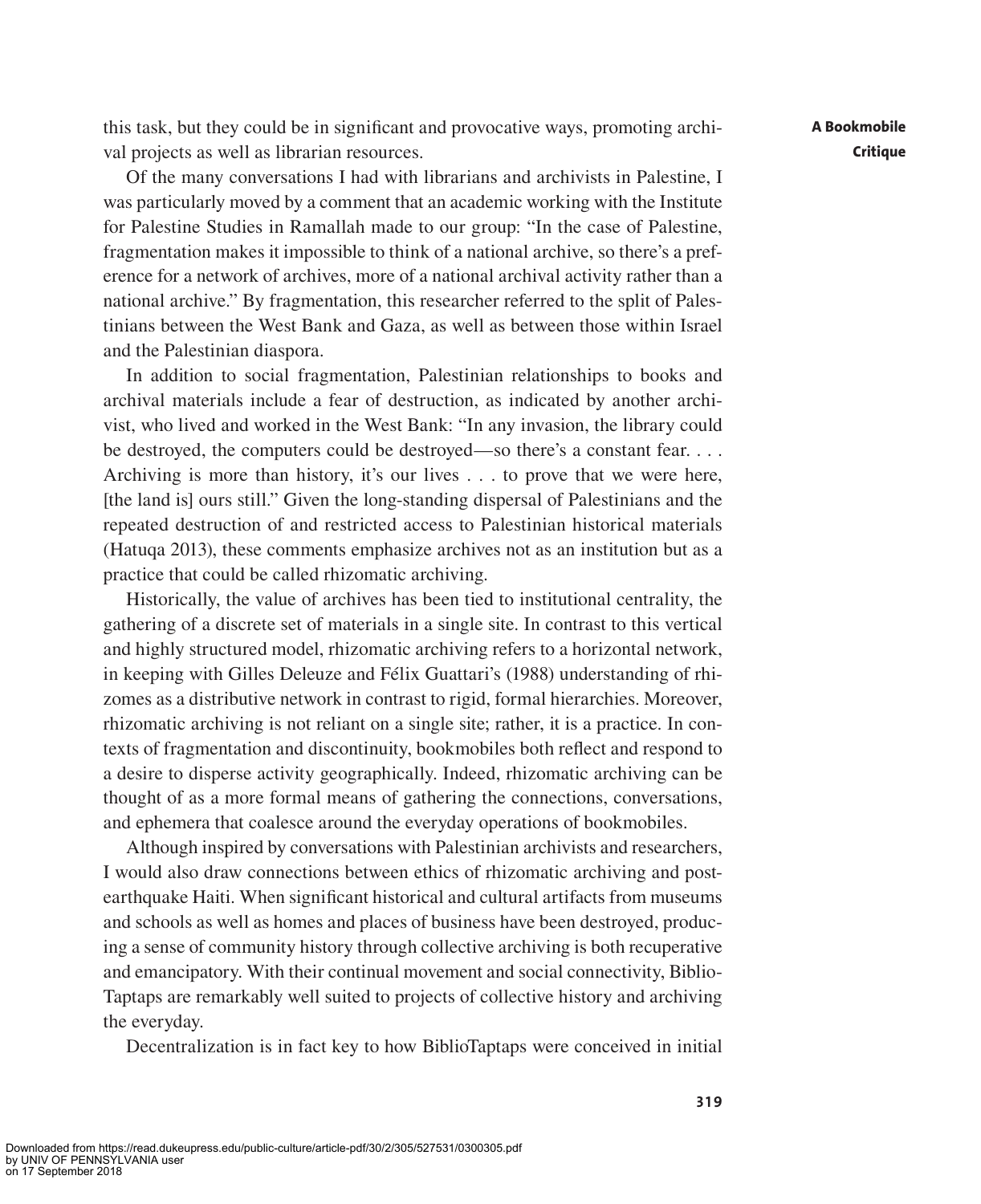this task, but they could be in significant and provocative ways, promoting archival projects as well as librarian resources.

Of the many conversations I had with librarians and archivists in Palestine, I was particularly moved by a comment that an academic working with the Institute for Palestine Studies in Ramallah made to our group: "In the case of Palestine, fragmentation makes it impossible to think of a national archive, so there's a preference for a network of archives, more of a national archival activity rather than a national archive." By fragmentation, this researcher referred to the split of Palestinians between the West Bank and Gaza, as well as between those within Israel and the Palestinian diaspora.

In addition to social fragmentation, Palestinian relationships to books and archival materials include a fear of destruction, as indicated by another archivist, who lived and worked in the West Bank: "In any invasion, the library could be destroyed, the computers could be destroyed—so there's a constant fear. . . . Archiving is more than history, it's our lives . . . to prove that we were here, [the land is] ours still." Given the long-standing dispersal of Palestinians and the repeated destruction of and restricted access to Palestinian historical materials (Hatuqa 2013), these comments emphasize archives not as an institution but as a practice that could be called rhizomatic archiving.

Historically, the value of archives has been tied to institutional centrality, the gathering of a discrete set of materials in a single site. In contrast to this vertical and highly structured model, rhizomatic archiving refers to a horizontal network, in keeping with Gilles Deleuze and Félix Guattari's (1988) understanding of rhizomes as a distributive network in contrast to rigid, formal hierarchies. Moreover, rhizomatic archiving is not reliant on a single site; rather, it is a practice. In contexts of fragmentation and discontinuity, bookmobiles both reflect and respond to a desire to disperse activity geographically. Indeed, rhizomatic archiving can be thought of as a more formal means of gathering the connections, conversations, and ephemera that coalesce around the everyday operations of bookmobiles.

Although inspired by conversations with Palestinian archivists and researchers, I would also draw connections between ethics of rhizomatic archiving and post-earthquake Haiti. When significant historical and cultural artifacts from museums and schools as well as homes and places of business have been destroyed, producing a sense of community history through collective archiving is both recuperative and emancipatory. With their continual movement and social connectivity, BiblioTaptaps are remarkably well suited to projects of collective history and archiving the everyday.

Decentralization is in fact key to how BiblioTaptaps were conceived in initial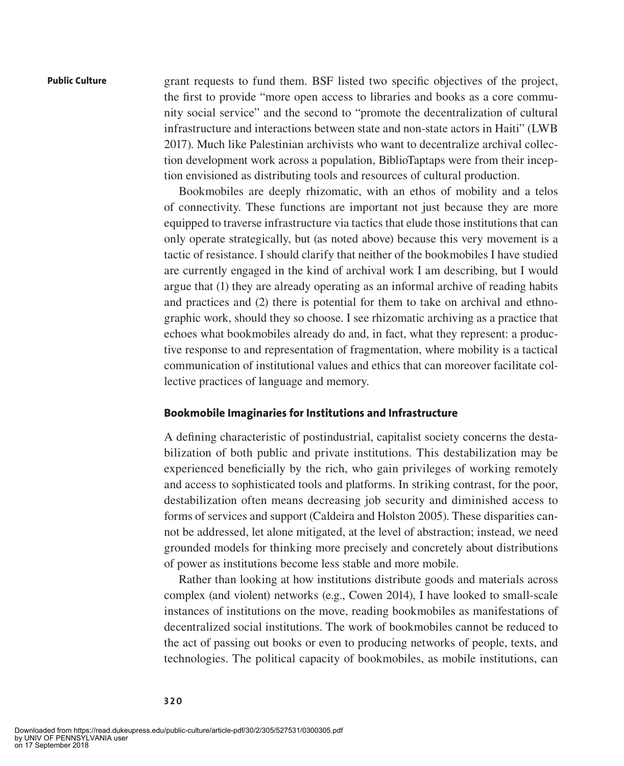grant requests to fund them. BSF listed two specific objectives of the project, the first to provide "more open access to libraries and books as a core community social service" and the second to "promote the decentralization of cultural infrastructure and interactions between state and non-state actors in Haiti" (LWB 2017). Much like Palestinian archivists who want to decentralize archival collection development work across a population, BiblioTaptaps were from their inception envisioned as distributing tools and resources of cultural production.

Bookmobiles are deeply rhizomatic, with an ethos of mobility and a telos of connectivity. These functions are important not just because they are more equipped to traverse infrastructure via tactics that elude those institutions that can only operate strategically, but (as noted above) because this very movement is a tactic of resistance. I should clarify that neither of the bookmobiles I have studied are currently engaged in the kind of archival work I am describing, but I would argue that (1) they are already operating as an informal archive of reading habits and practices and (2) there is potential for them to take on archival and ethnographic work, should they so choose. I see rhizomatic archiving as a practice that echoes what bookmobiles already do and, in fact, what they represent: a productive response to and representation of fragmentation, where mobility is a tactical communication of institutional values and ethics that can moreover facilitate collective practices of language and memory.

## Bookmobile Imaginaries for Institutions and Infrastructure

A defining characteristic of postindustrial, capitalist society concerns the destabilization of both public and private institutions. This destabilization may be experienced beneficially by the rich, who gain privileges of working remotely and access to sophisticated tools and platforms. In striking contrast, for the poor, destabilization often means decreasing job security and diminished access to forms of services and support (Caldeira and Holston 2005). These disparities cannot be addressed, let alone mitigated, at the level of abstraction; instead, we need grounded models for thinking more precisely and concretely about distributions of power as institutions become less stable and more mobile.

Rather than looking at how institutions distribute goods and materials across complex (and violent) networks (e.g., Cowen 2014), I have looked to small-scale instances of institutions on the move, reading bookmobiles as manifestations of decentralized social institutions. The work of bookmobiles cannot be reduced to the act of passing out books or even to producing networks of people, texts, and technologies. The political capacity of bookmobiles, as mobile institutions, can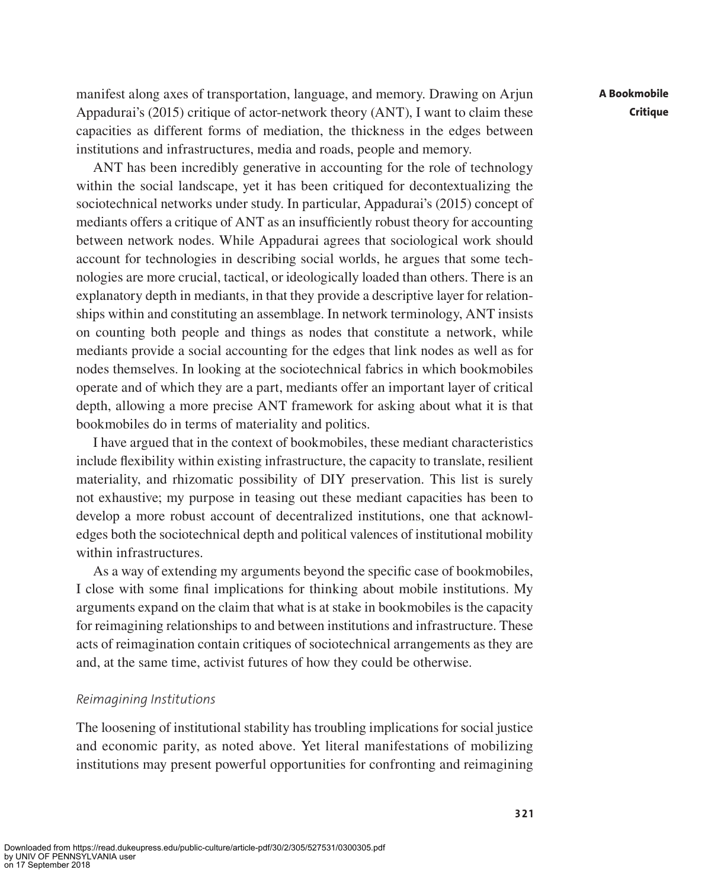manifest along axes of transportation, language, and memory. Drawing on Arjun Appadurai's (2015) critique of actor-network theory (ANT), I want to claim these capacities as different forms of mediation, the thickness in the edges between institutions and infrastructures, media and roads, people and memory.

ANT has been incredibly generative in accounting for the role of technology within the social landscape, yet it has been critiqued for decontextualizing the sociotechnical networks under study. In particular, Appadurai's (2015) concept of mediants offers a critique of ANT as an insufficiently robust theory for accounting between network nodes. While Appadurai agrees that sociological work should account for technologies in describing social worlds, he argues that some technologies are more crucial, tactical, or ideologically loaded than others. There is an explanatory depth in mediants, in that they provide a descriptive layer for relationships within and constituting an assemblage. In network terminology, ANT insists on counting both people and things as nodes that constitute a network, while mediants provide a social accounting for the edges that link nodes as well as for nodes themselves. In looking at the sociotechnical fabrics in which bookmobiles operate and of which they are a part, mediants offer an important layer of critical depth, allowing a more precise ANT framework for asking about what it is that bookmobiles do in terms of materiality and politics.

I have argued that in the context of bookmobiles, these mediant characteristics include flexibility within existing infrastructure, the capacity to translate, resilient materiality, and rhizomatic possibility of DIY preservation. This list is surely not exhaustive; my purpose in teasing out these mediant capacities has been to develop a more robust account of decentralized institutions, one that acknowledges both the sociotechnical depth and political valences of institutional mobility within infrastructures.

As a way of extending my arguments beyond the specific case of bookmobiles, I close with some final implications for thinking about mobile institutions. My arguments expand on the claim that what is at stake in bookmobiles is the capacity for reimagining relationships to and between institutions and infrastructure. These acts of reimagination contain critiques of sociotechnical arrangements as they are and, at the same time, activist futures of how they could be otherwise.

### *Reimagining Institutions*

The loosening of institutional stability has troubling implications for social justice and economic parity, as noted above. Yet literal manifestations of mobilizing institutions may present powerful opportunities for confronting and reimagining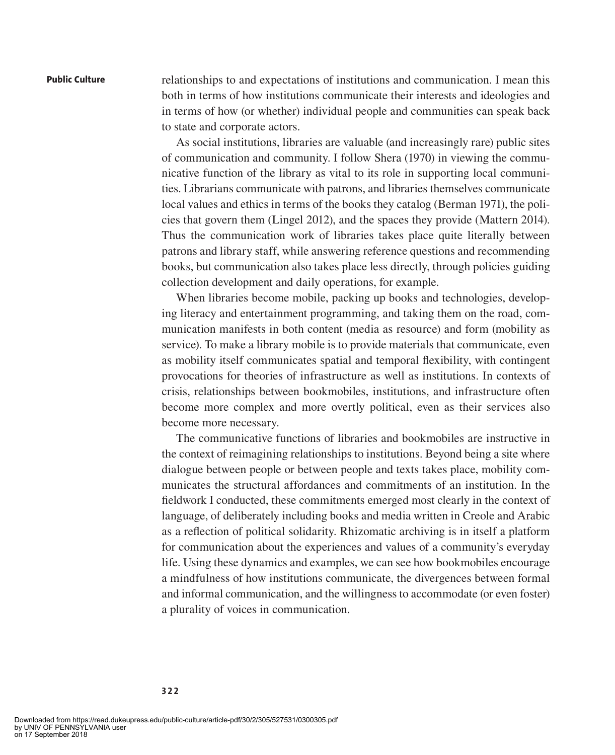relationships to and expectations of institutions and communication. I mean this both in terms of how institutions communicate their interests and ideologies and in terms of how (or whether) individual people and communities can speak back to state and corporate actors.

As social institutions, libraries are valuable (and increasingly rare) public sites of communication and community. I follow Shera (1970) in viewing the communicative function of the library as vital to its role in supporting local communities. Librarians communicate with patrons, and libraries themselves communicate local values and ethics in terms of the books they catalog (Berman 1971), the policies that govern them (Lingel 2012), and the spaces they provide (Mattern 2014). Thus the communication work of libraries takes place quite literally between patrons and library staff, while answering reference questions and recommending books, but communication also takes place less directly, through policies guiding collection development and daily operations, for example.

When libraries become mobile, packing up books and technologies, developing literacy and entertainment programming, and taking them on the road, communication manifests in both content (media as resource) and form (mobility as service). To make a library mobile is to provide materials that communicate, even as mobility itself communicates spatial and temporal flexibility, with contingent provocations for theories of infrastructure as well as institutions. In contexts of crisis, relationships between bookmobiles, institutions, and infrastructure often become more complex and more overtly political, even as their services also become more necessary.

The communicative functions of libraries and bookmobiles are instructive in the context of reimagining relationships to institutions. Beyond being a site where dialogue between people or between people and texts takes place, mobility communicates the structural affordances and commitments of an institution. In the fieldwork I conducted, these commitments emerged most clearly in the context of language, of deliberately including books and media written in Creole and Arabic as a reflection of political solidarity. Rhizomatic archiving is in itself a platform for communication about the experiences and values of a community's everyday life. Using these dynamics and examples, we can see how bookmobiles encourage a mindfulness of how institutions communicate, the divergences between formal and informal communication, and the willingness to accommodate (or even foster) a plurality of voices in communication.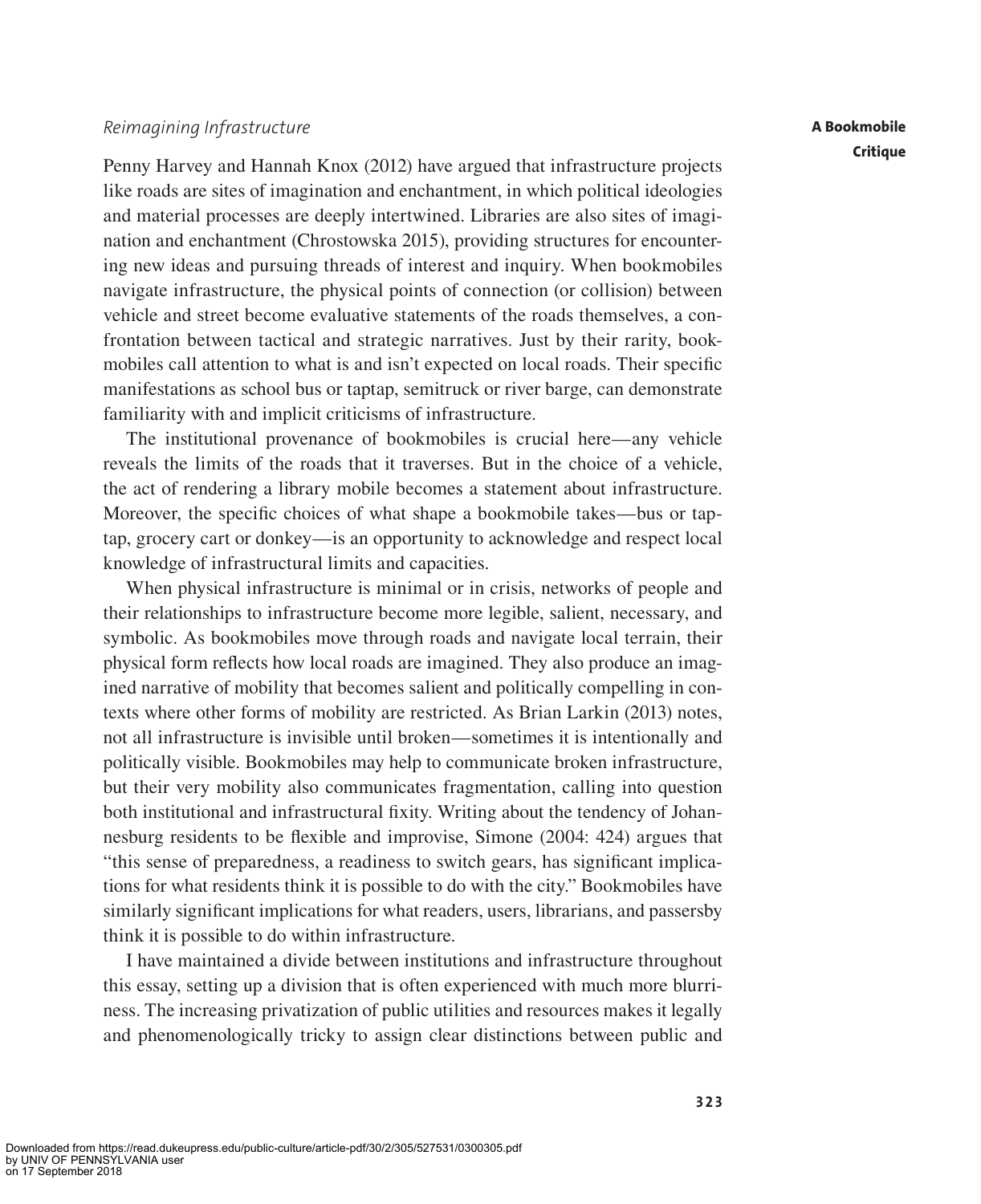## *Reimagining Infrastructure*

Penny Harvey and Hannah Knox (2012) have argued that infrastructure projects like roads are sites of imagination and enchantment, in which political ideologies and material processes are deeply intertwined. Libraries are also sites of imagination and enchantment (Chrostowska 2015), providing structures for encountering new ideas and pursuing threads of interest and inquiry. When bookmobiles navigate infrastructure, the physical points of connection (or collision) between vehicle and street become evaluative statements of the roads themselves, a confrontation between tactical and strategic narratives. Just by their rarity, bookmobiles call attention to what is and isn't expected on local roads. Their specific manifestations as school bus or taptap, semitruck or river barge, can demonstrate familiarity with and implicit criticisms of infrastructure.

The institutional provenance of bookmobiles is crucial here—any vehicle reveals the limits of the roads that it traverses. But in the choice of a vehicle, the act of rendering a library mobile becomes a statement about infrastructure. Moreover, the specific choices of what shape a bookmobile takes—bus or taptap, grocery cart or donkey—is an opportunity to acknowledge and respect local knowledge of infrastructural limits and capacities.

When physical infrastructure is minimal or in crisis, networks of people and their relationships to infrastructure become more legible, salient, necessary, and symbolic. As bookmobiles move through roads and navigate local terrain, their physical form reflects how local roads are imagined. They also produce an imagined narrative of mobility that becomes salient and politically compelling in contexts where other forms of mobility are restricted. As Brian Larkin (2013) notes, not all infrastructure is invisible until broken—sometimes it is intentionally and politically visible. Bookmobiles may help to communicate broken infrastructure, but their very mobility also communicates fragmentation, calling into question both institutional and infrastructural fixity. Writing about the tendency of Johannesburg residents to be flexible and improvise, Simone (2004: 424) argues that "this sense of preparedness, a readiness to switch gears, has significant implications for what residents think it is possible to do with the city." Bookmobiles have similarly significant implications for what readers, users, librarians, and passersby think it is possible to do within infrastructure.

I have maintained a divide between institutions and infrastructure throughout this essay, setting up a division that is often experienced with much more blurriness. The increasing privatization of public utilities and resources makes it legally and phenomenologically tricky to assign clear distinctions between public and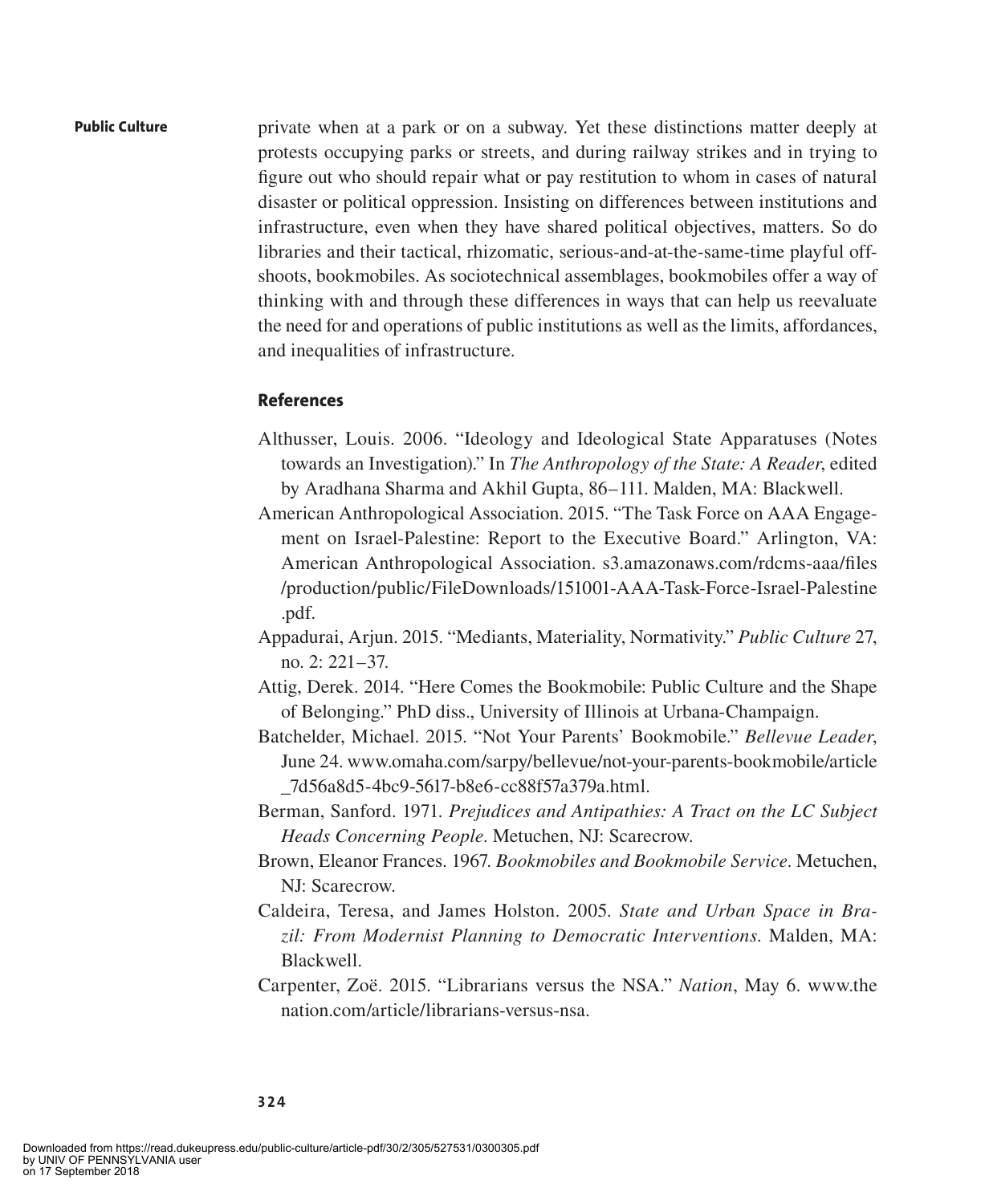private when at a park or on a subway. Yet these distinctions matter deeply at protests occupying parks or streets, and during railway strikes and in trying to figure out who should repair what or pay restitution to whom in cases of natural disaster or political oppression. Insisting on differences between institutions and infrastructure, even when they have shared political objectives, matters. So do libraries and their tactical, rhizomatic, serious-and-at-the-same-time playful offshoots, bookmobiles. As sociotechnical assemblages, bookmobiles offer a way of thinking with and through these differences in ways that can help us reevaluate the need for and operations of public institutions as well as the limits, affordances, and inequalities of infrastructure.

## References

Althusser, Louis. 2006. "Ideology and Ideological State Apparatuses (Notes towards an Investigation)." In *The Anthropology of the State: A Reader*, edited by Aradhana Sharma and Akhil Gupta, 86–111. Malden, MA: Blackwell.

American Anthropological Association. 2015. "The Task Force on AAA Engagement on Israel-Palestine: Report to the Executive Board." Arlington, VA: American Anthropological Association. s3.amazonaws.com/rdcms-aaa/files/production/public/FileDownloads/151001-AAA-Task-Force-Israel-Palestine.pdf.

Appadurai, Arjun. 2015. "Mediants, Materiality, Normativity." *Public Culture* 27, no. 2: 221–37.

Attig, Derek. 2014. "Here Comes the Bookmobile: Public Culture and the Shape of Belonging." PhD diss., University of Illinois at Urbana-Champaign.

Batchelder, Michael. 2015. "Not Your Parents' Bookmobile." *Bellevue Leader*, June 24. www.omaha.com/sarpy/bellevue/not-your-parents-bookmobile/article_7d56a8d5-4bc9-5617-b8e6-cc88f57a379a.html.

Berman, Sanford. 1971. *Prejudices and Antipathies: A Tract on the LC Subject Heads Concerning People*. Metuchen, NJ: Scarecrow.

Brown, Eleanor Frances. 1967. *Bookmobiles and Bookmobile Service*. Metuchen, NJ: Scarecrow.

Caldeira, Teresa, and James Holston. 2005. *State and Urban Space in Brazil: From Modernist Planning to Democratic Interventions*. Malden, MA: Blackwell.

Carpenter, Zoë. 2015. "Librarians versus the NSA." *Nation*, May 6. www.thenation.com/article/librarians-versus-nsa.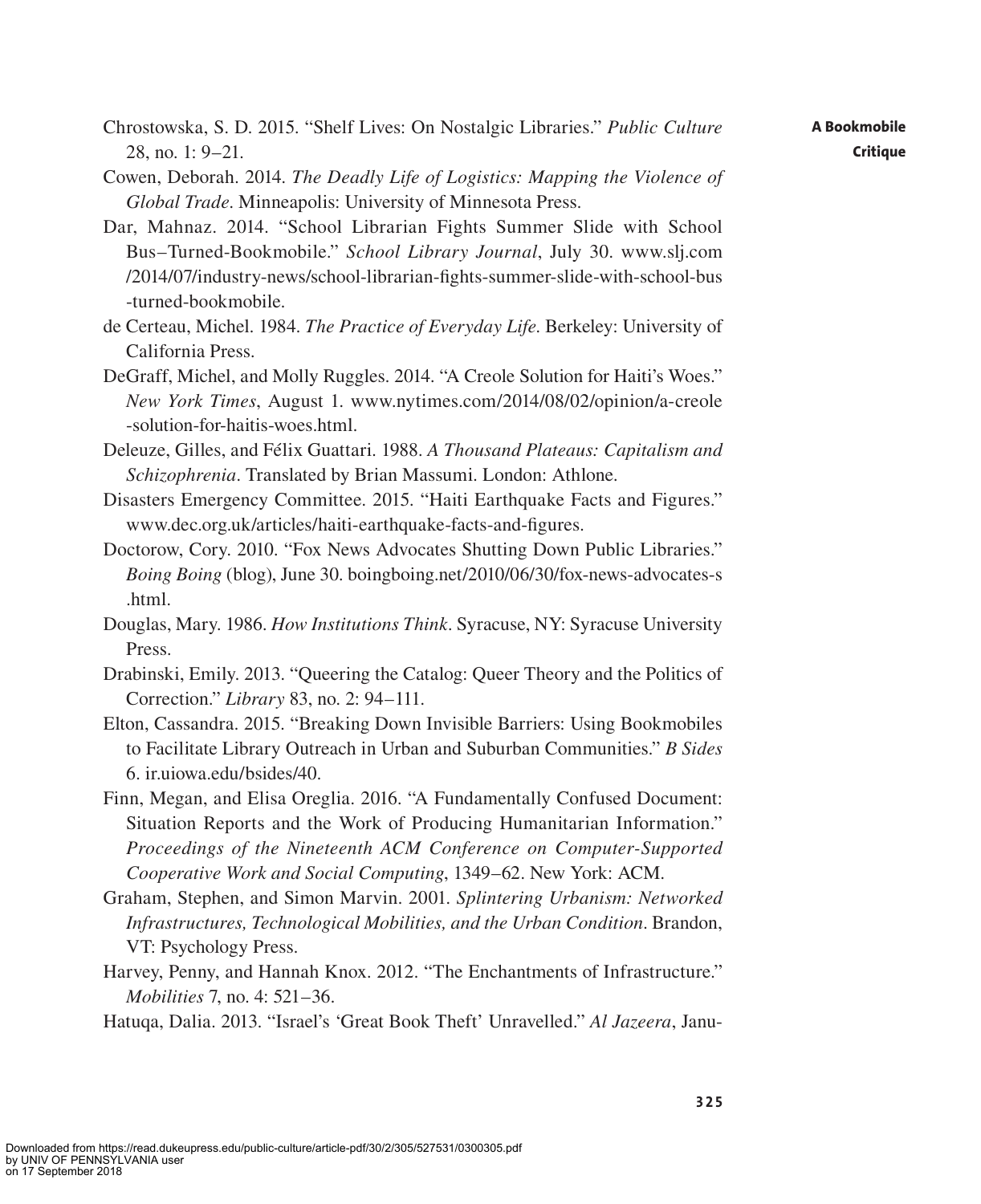Chrostowska, S. D. 2015. "Shelf Lives: On Nostalgic Libraries." *Public Culture* 28, no. 1: 9–21.

Cowen, Deborah. 2014. *The Deadly Life of Logistics: Mapping the Violence of Global Trade*. Minneapolis: University of Minnesota Press.

Dar, Mahnaz. 2014. "School Librarian Fights Summer Slide with School Bus–Turned-Bookmobile." *School Library Journal*, July 30. www.slj.com/2014/07/industry-news/school-librarian-fights-summer-slide-with-school-bus-turned-bookmobile.

de Certeau, Michel. 1984. *The Practice of Everyday Life*. Berkeley: University of California Press.

DeGraff, Michel, and Molly Ruggles. 2014. "A Creole Solution for Haiti's Woes." *New York Times*, August 1. www.nytimes.com/2014/08/02/opinion/a-creole-solution-for-haitis-woes.html.

Deleuze, Gilles, and Félix Guattari. 1988. *A Thousand Plateaus: Capitalism and Schizophrenia*. Translated by Brian Massumi. London: Athlone.

Disasters Emergency Committee. 2015. "Haiti Earthquake Facts and Figures." www.dec.org.uk/articles/haiti-earthquake-facts-and-figures.

Doctorow, Cory. 2010. "Fox News Advocates Shutting Down Public Libraries." *Boing Boing* (blog), June 30. boingboing.net/2010/06/30/fox-news-advocates-s.html.

Douglas, Mary. 1986. *How Institutions Think*. Syracuse, NY: Syracuse University Press.

Drabinski, Emily. 2013. "Queering the Catalog: Queer Theory and the Politics of Correction." *Library* 83, no. 2: 94–111.

Elton, Cassandra. 2015. "Breaking Down Invisible Barriers: Using Bookmobiles to Facilitate Library Outreach in Urban and Suburban Communities." *B Sides* 6. ir.uiowa.edu/bsides/40.

Finn, Megan, and Elisa Oreglia. 2016. "A Fundamentally Confused Document: Situation Reports and the Work of Producing Humanitarian Information." *Proceedings of the Nineteenth ACM Conference on Computer-Supported Cooperative Work and Social Computing*, 1349–62. New York: ACM.

Graham, Stephen, and Simon Marvin. 2001. *Splintering Urbanism: Networked Infrastructures, Technological Mobilities, and the Urban Condition*. Brandon, VT: Psychology Press.

Harvey, Penny, and Hannah Knox. 2012. "The Enchantments of Infrastructure." *Mobilities* 7, no. 4: 521–36.

Hatuqa, Dalia. 2013. "Israel's 'Great Book Theft' Unravelled." *Al Jazeera*, Janu-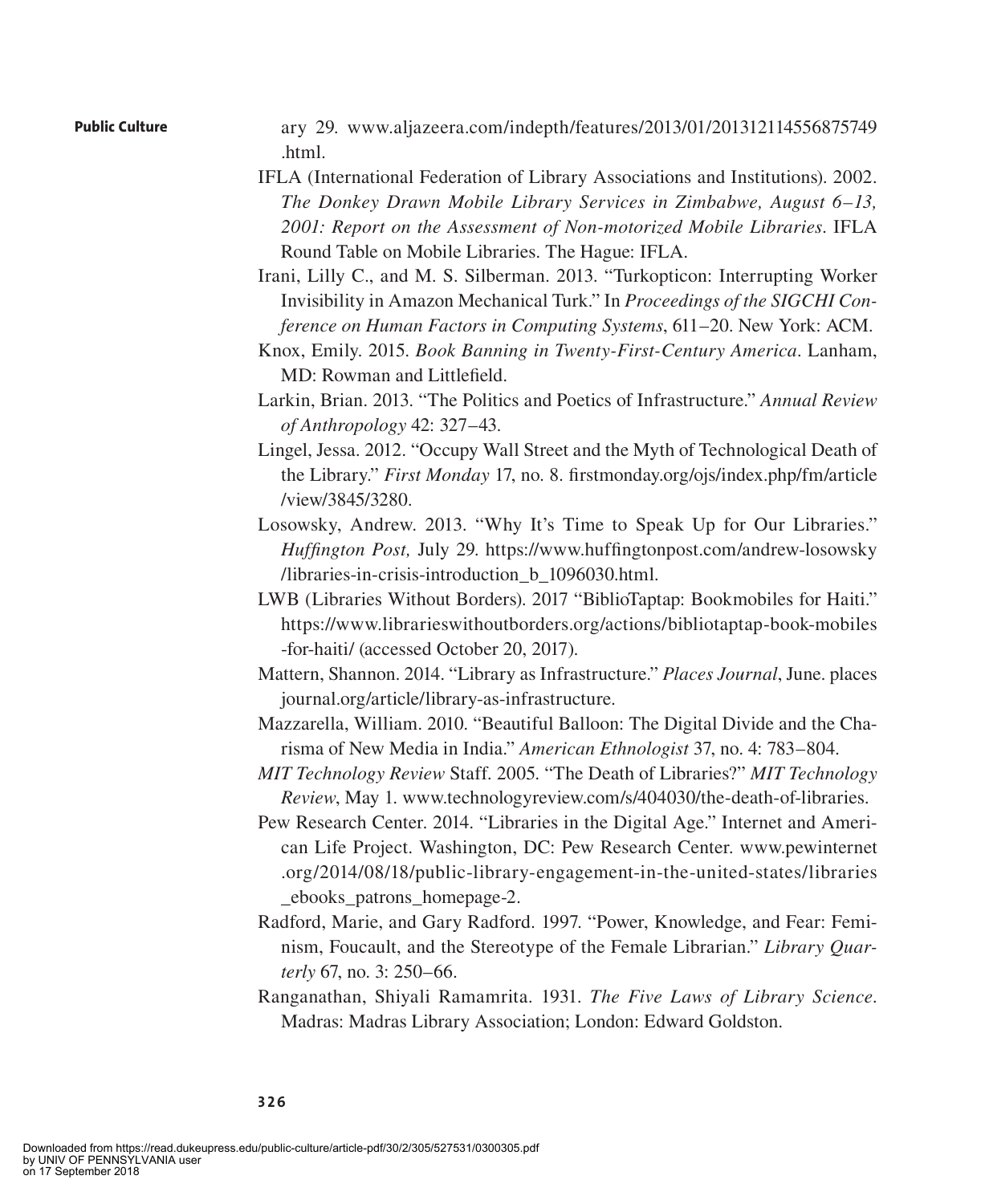ary 29. www.aljazeera.com/indepth/features/2013/01/201312114556875749.html.

IFLA (International Federation of Library Associations and Institutions). 2002. *The Donkey Drawn Mobile Library Services in Zimbabwe, August 6–13, 2001: Report on the Assessment of Non-motorized Mobile Libraries*. IFLA Round Table on Mobile Libraries. The Hague: IFLA.

Irani, Lilly C., and M. S. Silberman. 2013. "Turkopticon: Interrupting Worker Invisibility in Amazon Mechanical Turk." In *Proceedings of the SIGCHI Conference on Human Factors in Computing Systems*, 611–20. New York: ACM.

Knox, Emily. 2015. *Book Banning in Twenty-First-Century America*. Lanham, MD: Rowman and Littlefield.

Larkin, Brian. 2013. "The Politics and Poetics of Infrastructure." *Annual Review of Anthropology* 42: 327–43.

Lingel, Jessa. 2012. "Occupy Wall Street and the Myth of Technological Death of the Library." *First Monday* 17, no. 8. firstmonday.org/ojs/index.php/fm/article/view/3845/3280.

Losowsky, Andrew. 2013. "Why It's Time to Speak Up for Our Libraries." *Huffington Post,* July 29. https://www.huffingtonpost.com/andrew-losowsky/libraries-in-crisis-introduction_b_1096030.html.

LWB (Libraries Without Borders). 2017 "BiblioTaptap: Bookmobiles for Haiti." https://www.librarieswithoutborders.org/actions/bibliotaptap-book-mobiles-for-haiti/ (accessed October 20, 2017).

Mattern, Shannon. 2014. "Library as Infrastructure." *Places Journal*, June. placesjournal.org/article/library-as-infrastructure.

Mazzarella, William. 2010. "Beautiful Balloon: The Digital Divide and the Charisma of New Media in India." *American Ethnologist* 37, no. 4: 783–804.

*MIT Technology Review* Staff. 2005. "The Death of Libraries?" *MIT Technology Review*, May 1. www.technologyreview.com/s/404030/the-death-of-libraries.

Pew Research Center. 2014. "Libraries in the Digital Age." Internet and American Life Project. Washington, DC: Pew Research Center. www.pewinternet.org/2014/08/18/public-library-engagement-in-the-united-states/libraries_ebooks_patrons_homepage-2.

Radford, Marie, and Gary Radford. 1997. "Power, Knowledge, and Fear: Feminism, Foucault, and the Stereotype of the Female Librarian." *Library Quarterly* 67, no. 3: 250–66.

Ranganathan, Shiyali Ramamrita. 1931. *The Five Laws of Library Science*. Madras: Madras Library Association; London: Edward Goldston.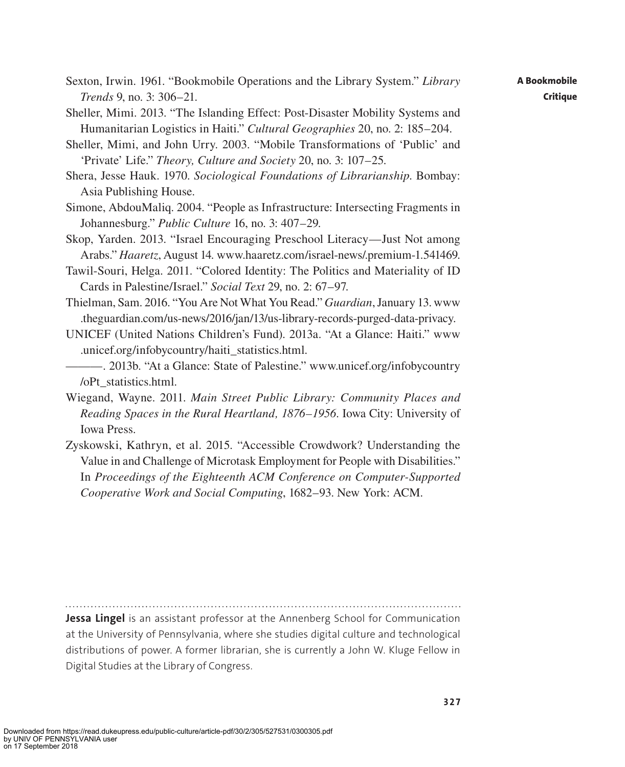Sexton, Irwin. 1961. "Bookmobile Operations and the Library System." *Library Trends* 9, no. 3: 306–21.

Sheller, Mimi. 2013. "The Islanding Effect: Post-Disaster Mobility Systems and Humanitarian Logistics in Haiti." *Cultural Geographies* 20, no. 2: 185–204.

Sheller, Mimi, and John Urry. 2003. "Mobile Transformations of 'Public' and 'Private' Life." *Theory, Culture and Society* 20, no. 3: 107–25.

Shera, Jesse Hauk. 1970. *Sociological Foundations of Librarianship*. Bombay: Asia Publishing House.

Simone, AbdouMaliq. 2004. "People as Infrastructure: Intersecting Fragments in Johannesburg." *Public Culture* 16, no. 3: 407–29.

Skop, Yarden. 2013. "Israel Encouraging Preschool Literacy—Just Not among Arabs." *Haaretz*, August 14. www.haaretz.com/israel-news/.premium-1.541469.

Tawil-Souri, Helga. 2011. "Colored Identity: The Politics and Materiality of ID Cards in Palestine/Israel." *Social Text* 29, no. 2: 67–97.

Thielman, Sam. 2016. "You Are Not What You Read." *Guardian*, January 13. www.theguardian.com/us-news/2016/jan/13/us-library-records-purged-data-privacy.

UNICEF (United Nations Children's Fund). 2013a. "At a Glance: Haiti." www.unicef.org/infobycountry/haiti_statistics.html.

———. 2013b. "At a Glance: State of Palestine." www.unicef.org/infobycountry/oPt_statistics.html.

Wiegand, Wayne. 2011. *Main Street Public Library: Community Places and Reading Spaces in the Rural Heartland, 1876–1956*. Iowa City: University of Iowa Press.

Zyskowski, Kathryn, et al. 2015. "Accessible Crowdwork? Understanding the Value in and Challenge of Microtask Employment for People with Disabilities." In *Proceedings of the Eighteenth ACM Conference on Computer-Supported Cooperative Work and Social Computing*, 1682–93. New York: ACM.

---

**Jessa Lingel** is an assistant professor at the Annenberg School for Communication at the University of Pennsylvania, where she studies digital culture and technological distributions of power. A former librarian, she is currently a John W. Kluge Fellow in Digital Studies at the Library of Congress.